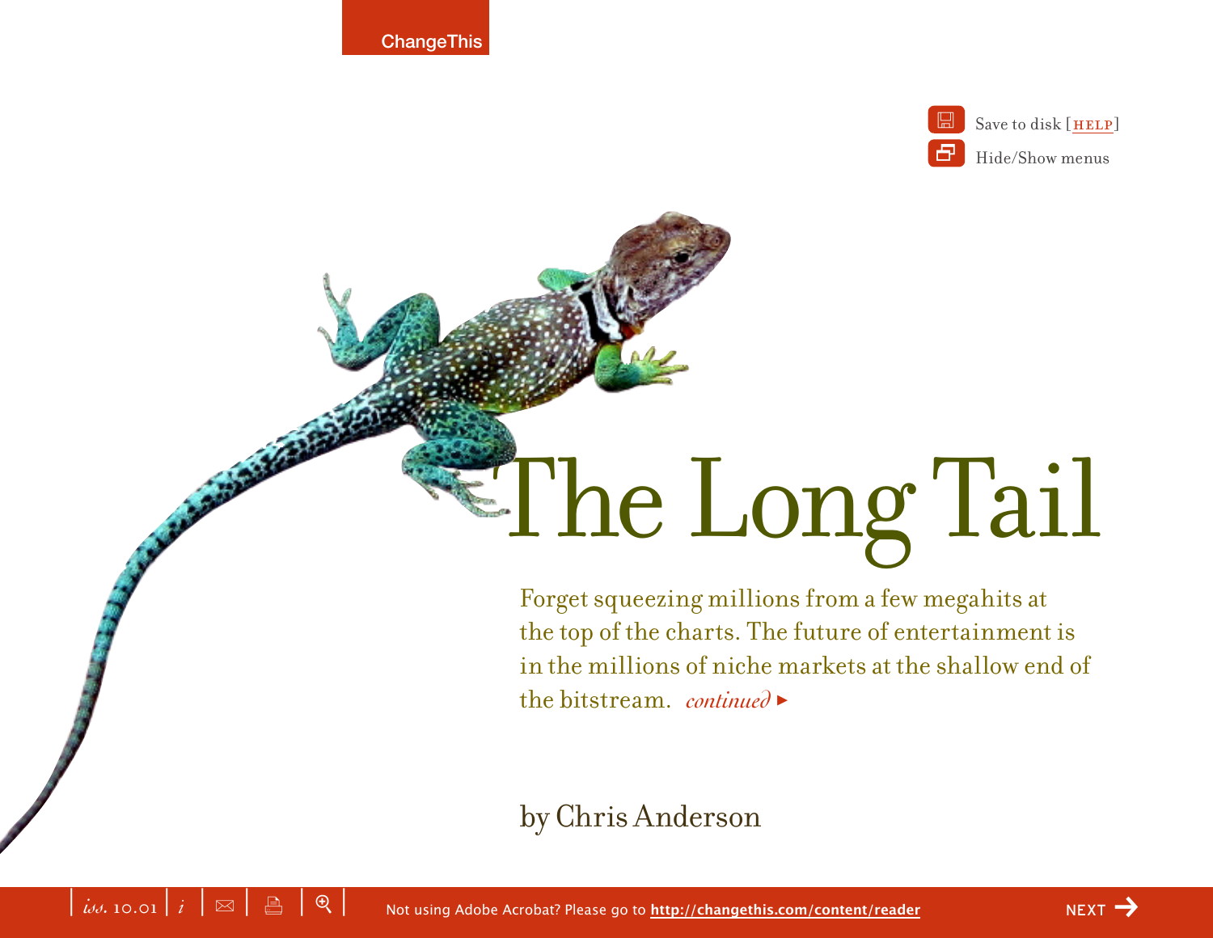# The Long Tail

Forget squeezing millions from a few megahits at the top of the charts. The future of entertainment is in the millions of niche markets at the shallow end of the bitstream. *continued* ▸

by Chris Anderson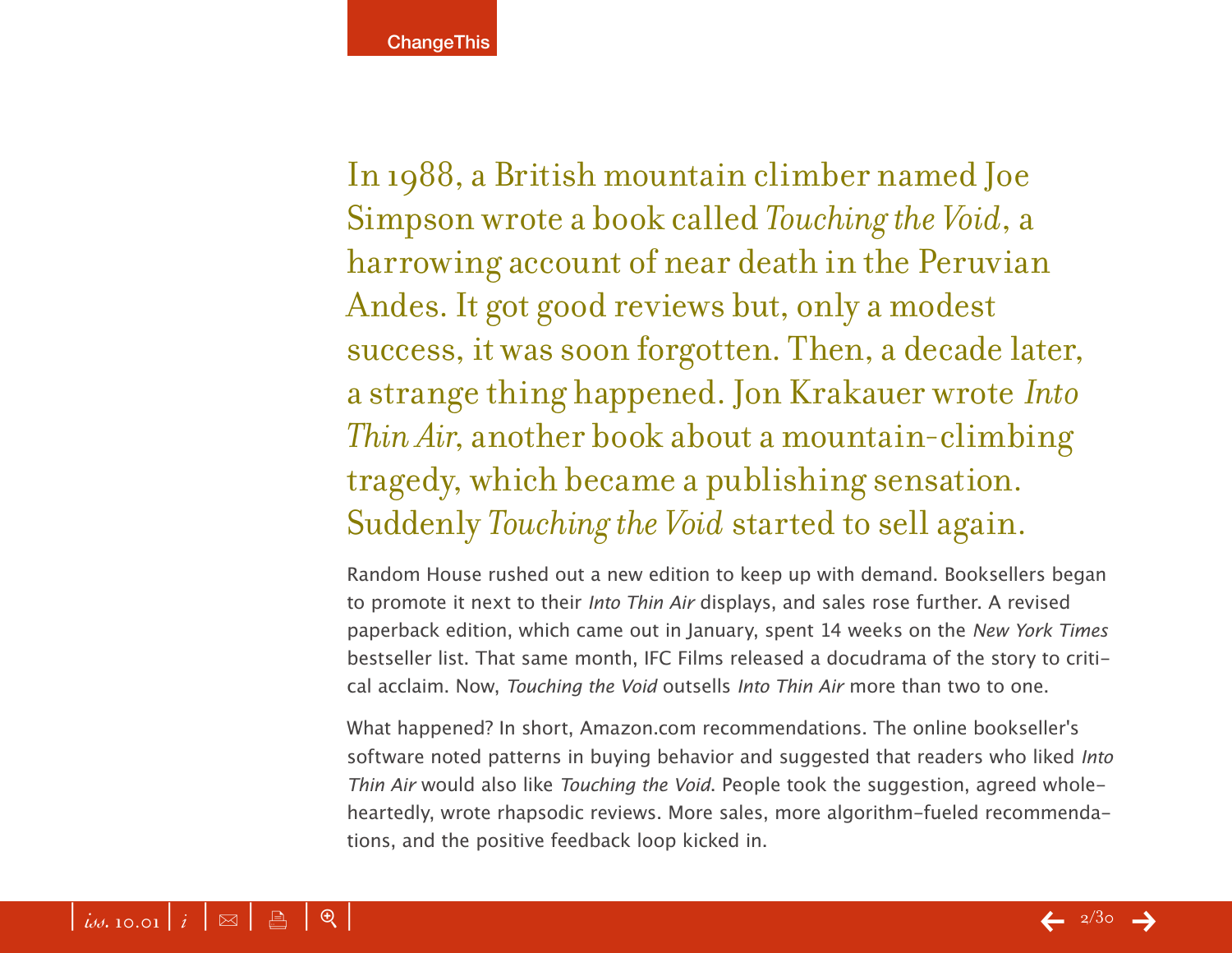In 1988, a British mountain climber named Joe Simpson wrote a book called *Touching the Void*, a harrowing account of near death in the Peruvian Andes. It got good reviews but, only a modest success, it was soon forgotten. Then, a decade later, a strange thing happened. Jon Krakauer wrote *Into Thin Air*, another book about a mountain-climbing tragedy, which became a publishing sensation. Suddenly *Touching the Void* started to sell again.

Random House rushed out a new edition to keep up with demand. Booksellers began to promote it next to their *Into Thin Air* displays, and sales rose further. A revised paperback edition, which came out in January, spent 14 weeks on the *New York Times* bestseller list. That same month, IFC Films released a docudrama of the story to critical acclaim. Now, *Touching the Void* outsells *Into Thin Air* more than two to one.

What happened? In short, Amazon.com recommendations. The online bookseller's software noted patterns in buying behavior and suggested that readers who liked *Into Thin Air* would also like *Touching the Void*. People took the suggestion, agreed wholeheartedly, wrote rhapsodic reviews. More sales, more algorithm-fueled recommendations, and the positive feedback loop kicked in.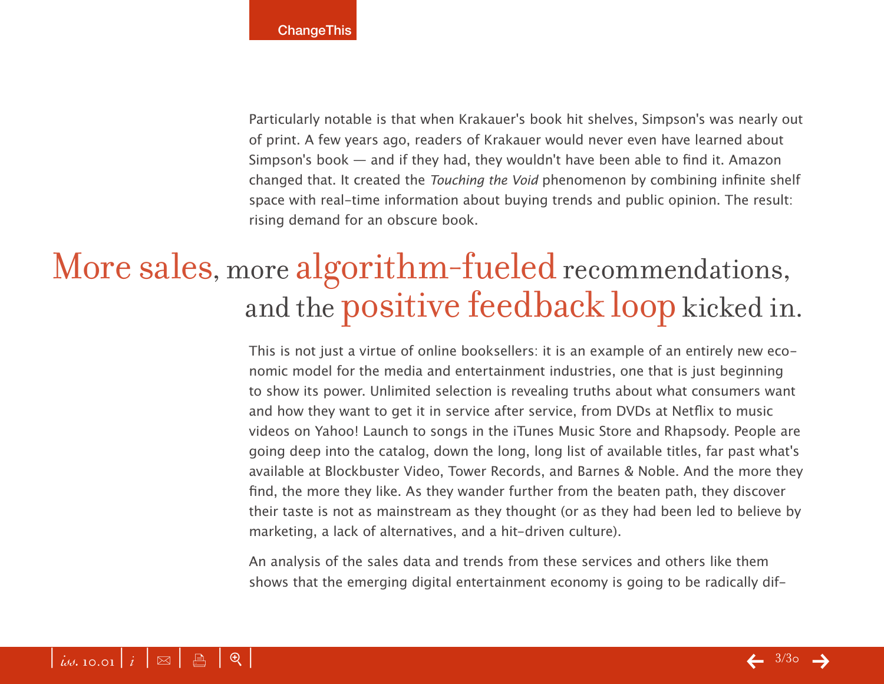Particularly notable is that when Krakauer's book hit shelves, Simpson's was nearly out of print. A few years ago, readers of Krakauer would never even have learned about Simpson's book — and if they had, they wouldn't have been able to find it. Amazon changed that. It created the *Touching the Void* phenomenon by combining infinite shelf space with real-time information about buying trends and public opinion. The result: rising demand for an obscure book.

> More sales, more algorithm-fueled recommendations, and the positive feedback loop kicked in.

This is not just a virtue of online booksellers: it is an example of an entirely new economic model for the media and entertainment industries, one that is just beginning to show its power. Unlimited selection is revealing truths about what consumers want and how they want to get it in service after service, from DVDs at Netflix to music videos on Yahoo! Launch to songs in the iTunes Music Store and Rhapsody. People are going deep into the catalog, down the long, long list of available titles, far past what's available at Blockbuster Video, Tower Records, and Barnes & Noble. And the more they find, the more they like. As they wander further from the beaten path, they discover their taste is not as mainstream as they thought (or as they had been led to believe by marketing, a lack of alternatives, and a hit-driven culture).

An analysis of the sales data and trends from these services and others like them shows that the emerging digital entertainment economy is going to be radically dif-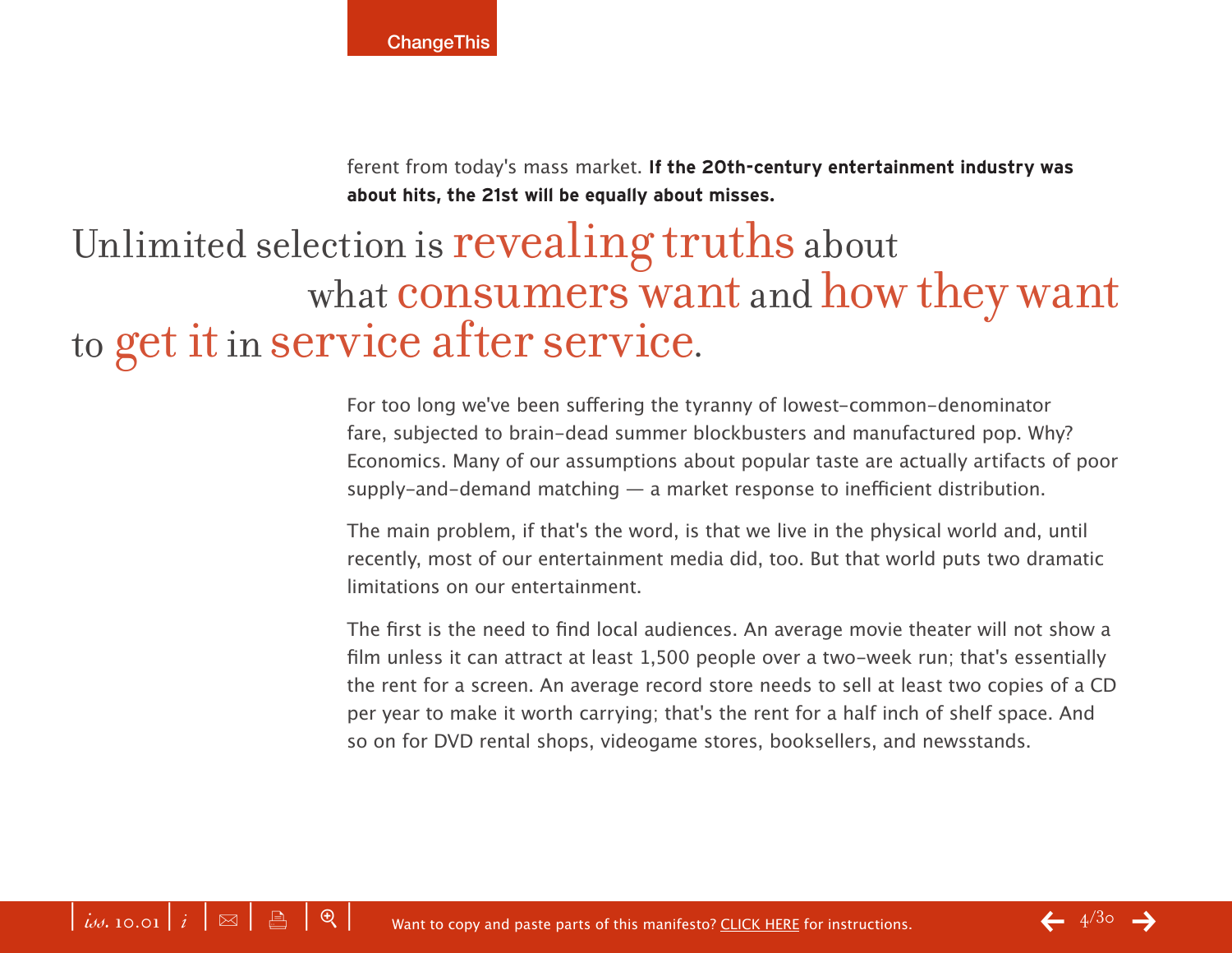ferent from today's mass market. **If the 20th-century entertainment industry was about hits, the 21st will be equally about misses.**

## Unlimited selection is revealing truths about what consumers want and how they want to get it in service after service.

For too long we've been suffering the tyranny of lowest-common-denominator fare, subjected to brain-dead summer blockbusters and manufactured pop. Why? Economics. Many of our assumptions about popular taste are actually artifacts of poor supply-and-demand matching — a market response to inefficient distribution.

The main problem, if that's the word, is that we live in the physical world and, until recently, most of our entertainment media did, too. But that world puts two dramatic limitations on our entertainment.

The first is the need to find local audiences. An average movie theater will not show a film unless it can attract at least 1,500 people over a two-week run; that's essentially the rent for a screen. An average record store needs to sell at least two copies of a CD per year to make it worth carrying; that's the rent for a half inch of shelf space. And so on for DVD rental shops, videogame stores, booksellers, and newsstands.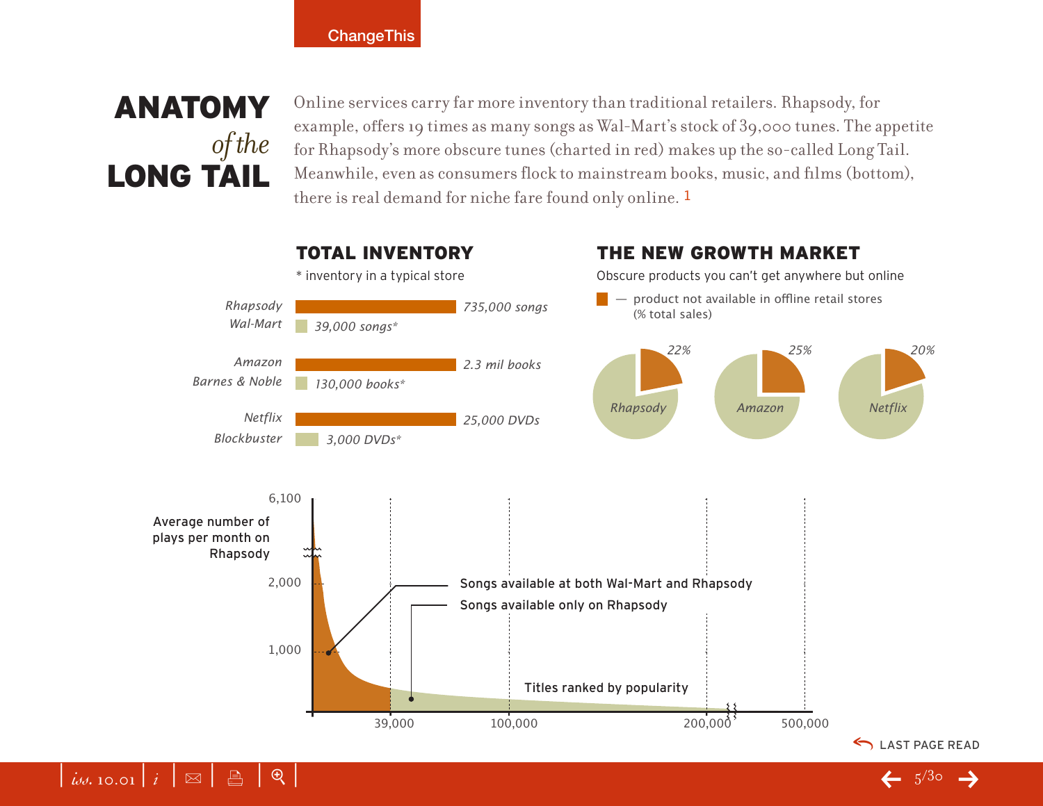# ANATOMY *of the* LONG TAIL

Online services carry far more inventory than traditional retailers. Rhapsody, for example, offers 19 times as many songs as Wal-Mart's stock of 39,000 tunes. The appetite for Rhapsody's more obscure tunes (charted in red) makes up the so-called Long Tail. Meanwhile, even as consumers flock to mainstream books, music, and films (bottom), there is real demand for niche fare found only online. 1

## TOTAL INVENTORY

\* inventory in a typical store

| Store | Inventory |
|---|---|
| *Rhapsody* | *735,000 songs* |
| *Wal-Mart* | *39,000 songs** |
| *Amazon* | *2.3 mil books* |
| *Barnes & Noble* | *130,000 books** |
| *Netflix* | *25,000 DVDs* |
| *Blockbuster* | *3,000 DVDs** |

## THE NEW GROWTH MARKET

Obscure products you can't get anywhere but online

— product not available in offline retail stores (% total sales)

| Service | % |
|---|---|
| *Rhapsody* | *22%* |
| *Amazon* | *25%* |
| *Netflix* | *20%* |

Average number of plays per month on Rhapsody (y-axis: 1,000; 2,000; 6,100)

Titles ranked by popularity (x-axis: 39,000; 100,000; 200,000; 500,000)

- Songs available at both Wal-Mart and Rhapsody
- Songs available only on Rhapsody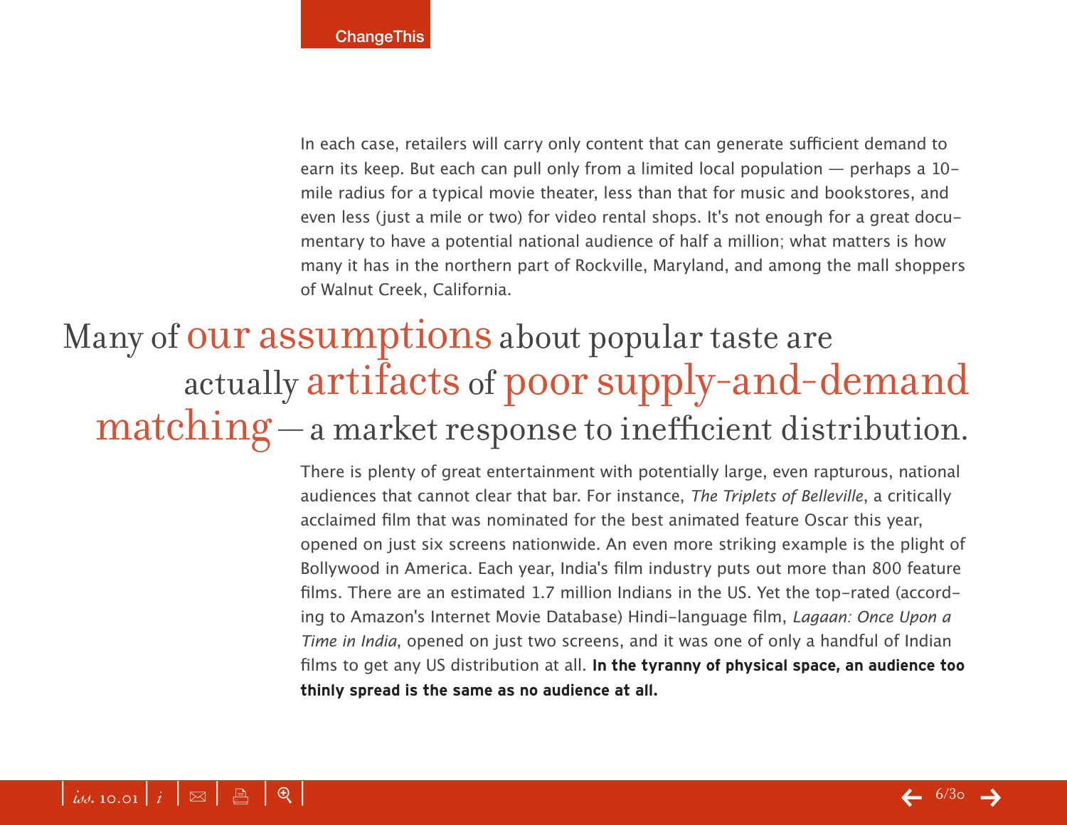In each case, retailers will carry only content that can generate sufficient demand to earn its keep. But each can pull only from a limited local population — perhaps a 10-mile radius for a typical movie theater, less than that for music and bookstores, and even less (just a mile or two) for video rental shops. It's not enough for a great documentary to have a potential national audience of half a million; what matters is how many it has in the northern part of Rockville, Maryland, and among the mall shoppers of Walnut Creek, California.

> Many of our assumptions about popular taste are actually artifacts of poor supply-and-demand matching — a market response to inefficient distribution.

There is plenty of great entertainment with potentially large, even rapturous, national audiences that cannot clear that bar. For instance, *The Triplets of Belleville*, a critically acclaimed film that was nominated for the best animated feature Oscar this year, opened on just six screens nationwide. An even more striking example is the plight of Bollywood in America. Each year, India's film industry puts out more than 800 feature films. There are an estimated 1.7 million Indians in the US. Yet the top-rated (according to Amazon's Internet Movie Database) Hindi-language film, *Lagaan: Once Upon a Time in India*, opened on just two screens, and it was one of only a handful of Indian films to get any US distribution at all. **In the tyranny of physical space, an audience too thinly spread is the same as no audience at all.**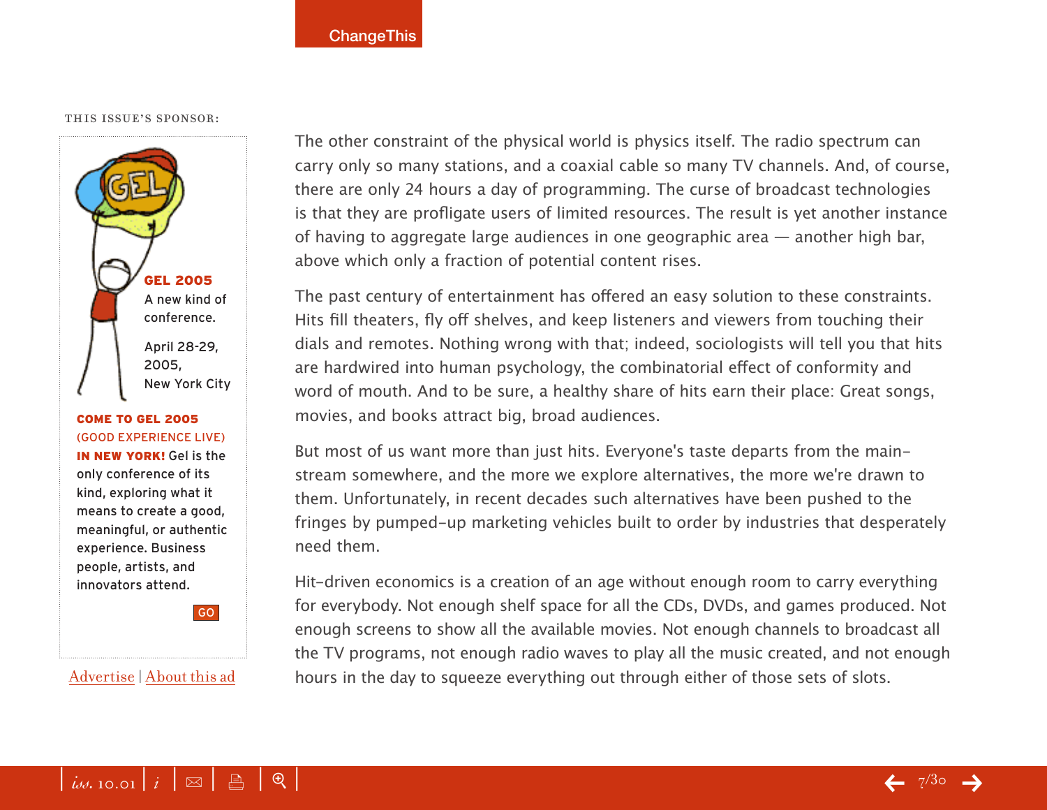The other constraint of the physical world is physics itself. The radio spectrum can carry only so many stations, and a coaxial cable so many TV channels. And, of course, there are only 24 hours a day of programming. The curse of broadcast technologies is that they are profligate users of limited resources. The result is yet another instance of having to aggregate large audiences in one geographic area — another high bar, above which only a fraction of potential content rises.

The past century of entertainment has offered an easy solution to these constraints. Hits fill theaters, fly off shelves, and keep listeners and viewers from touching their dials and remotes. Nothing wrong with that; indeed, sociologists will tell you that hits are hardwired into human psychology, the combinatorial effect of conformity and word of mouth. And to be sure, a healthy share of hits earn their place: Great songs, movies, and books attract big, broad audiences.

But most of us want more than just hits. Everyone's taste departs from the mainstream somewhere, and the more we explore alternatives, the more we're drawn to them. Unfortunately, in recent decades such alternatives have been pushed to the fringes by pumped-up marketing vehicles built to order by industries that desperately need them.

Hit-driven economics is a creation of an age without enough room to carry everything for everybody. Not enough shelf space for all the CDs, DVDs, and games produced. Not enough screens to show all the available movies. Not enough channels to broadcast all the TV programs, not enough radio waves to play all the music created, and not enough hours in the day to squeeze everything out through either of those sets of slots.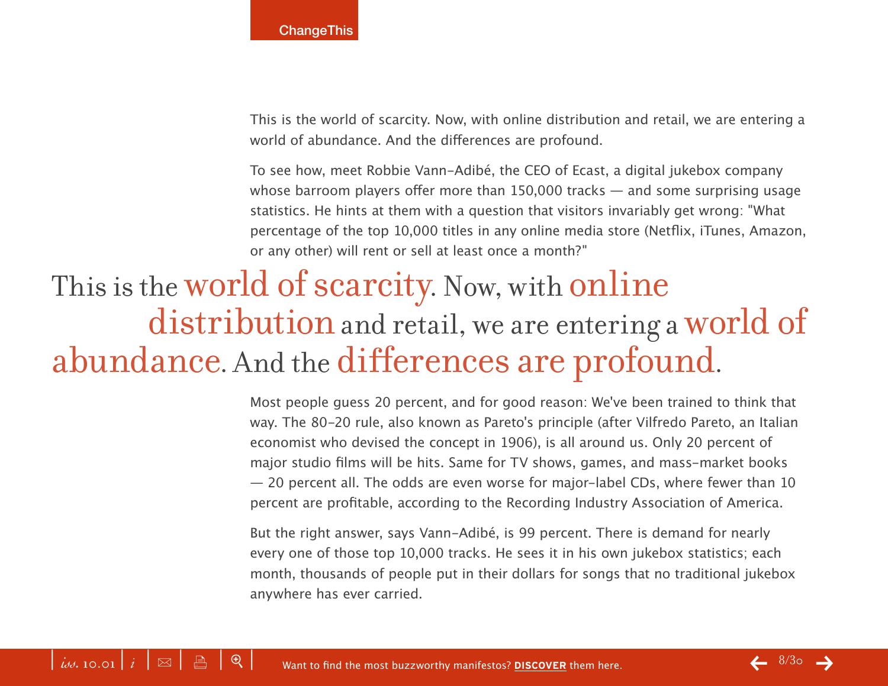This is the world of scarcity. Now, with online distribution and retail, we are entering a world of abundance. And the differences are profound.

To see how, meet Robbie Vann-Adibé, the CEO of Ecast, a digital jukebox company whose barroom players offer more than 150,000 tracks — and some surprising usage statistics. He hints at them with a question that visitors invariably get wrong: "What percentage of the top 10,000 titles in any online media store (Netflix, iTunes, Amazon, or any other) will rent or sell at least once a month?"

> This is the world of scarcity. Now, with online distribution and retail, we are entering a world of abundance. And the differences are profound.

Most people guess 20 percent, and for good reason: We've been trained to think that way. The 80-20 rule, also known as Pareto's principle (after Vilfredo Pareto, an Italian economist who devised the concept in 1906), is all around us. Only 20 percent of major studio films will be hits. Same for TV shows, games, and mass-market books — 20 percent all. The odds are even worse for major-label CDs, where fewer than 10 percent are profitable, according to the Recording Industry Association of America.

But the right answer, says Vann-Adibé, is 99 percent. There is demand for nearly every one of those top 10,000 tracks. He sees it in his own jukebox statistics; each month, thousands of people put in their dollars for songs that no traditional jukebox anywhere has ever carried.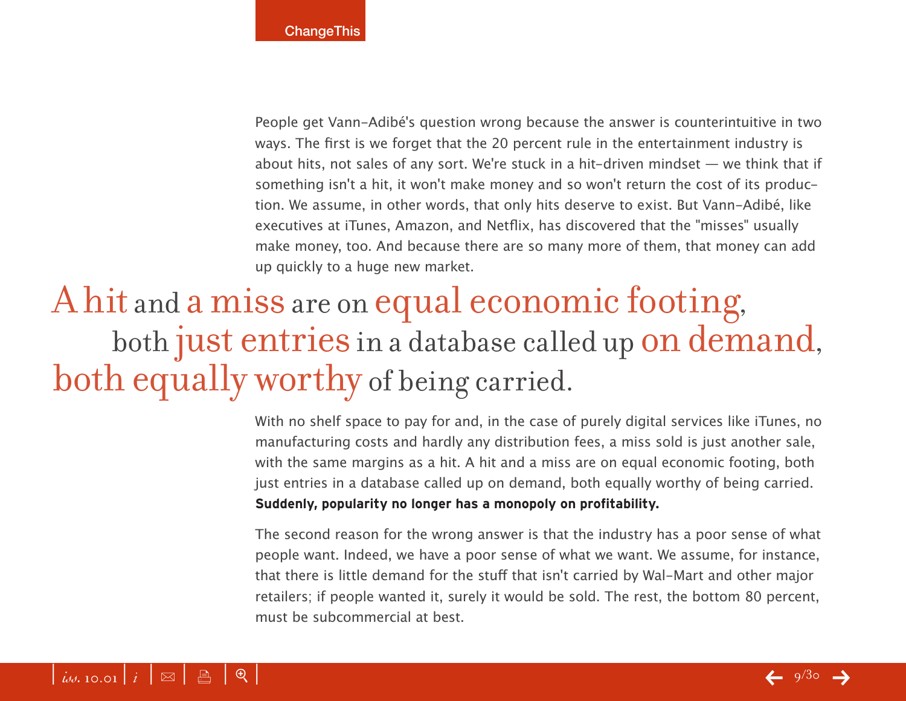People get Vann-Adibé's question wrong because the answer is counterintuitive in two ways. The first is we forget that the 20 percent rule in the entertainment industry is about hits, not sales of any sort. We're stuck in a hit-driven mindset — we think that if something isn't a hit, it won't make money and so won't return the cost of its production. We assume, in other words, that only hits deserve to exist. But Vann-Adibé, like executives at iTunes, Amazon, and Netflix, has discovered that the "misses" usually make money, too. And because there are so many more of them, that money can add up quickly to a huge new market.

> A hit and a miss are on equal economic footing, both just entries in a database called up on demand, both equally worthy of being carried.

With no shelf space to pay for and, in the case of purely digital services like iTunes, no manufacturing costs and hardly any distribution fees, a miss sold is just another sale, with the same margins as a hit. A hit and a miss are on equal economic footing, both just entries in a database called up on demand, both equally worthy of being carried. **Suddenly, popularity no longer has a monopoly on profitability.**

The second reason for the wrong answer is that the industry has a poor sense of what people want. Indeed, we have a poor sense of what we want. We assume, for instance, that there is little demand for the stuff that isn't carried by Wal-Mart and other major retailers; if people wanted it, surely it would be sold. The rest, the bottom 80 percent, must be subcommercial at best.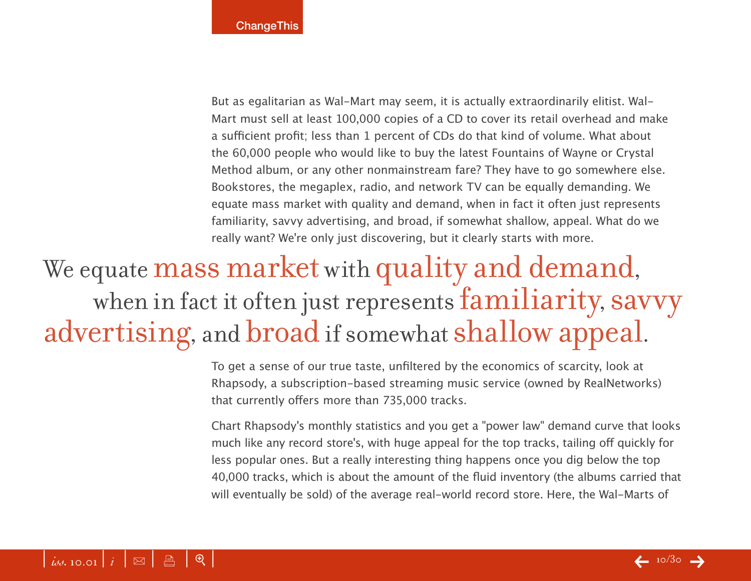But as egalitarian as Wal-Mart may seem, it is actually extraordinarily elitist. Wal-Mart must sell at least 100,000 copies of a CD to cover its retail overhead and make a sufficient profit; less than 1 percent of CDs do that kind of volume. What about the 60,000 people who would like to buy the latest Fountains of Wayne or Crystal Method album, or any other nonmainstream fare? They have to go somewhere else. Bookstores, the megaplex, radio, and network TV can be equally demanding. We equate mass market with quality and demand, when in fact it often just represents familiarity, savvy advertising, and broad, if somewhat shallow, appeal. What do we really want? We're only just discovering, but it clearly starts with more.

> We equate mass market with quality and demand, when in fact it often just represents familiarity, savvy advertising, and broad if somewhat shallow appeal.

To get a sense of our true taste, unfiltered by the economics of scarcity, look at Rhapsody, a subscription-based streaming music service (owned by RealNetworks) that currently offers more than 735,000 tracks.

Chart Rhapsody's monthly statistics and you get a "power law" demand curve that looks much like any record store's, with huge appeal for the top tracks, tailing off quickly for less popular ones. But a really interesting thing happens once you dig below the top 40,000 tracks, which is about the amount of the fluid inventory (the albums carried that will eventually be sold) of the average real-world record store. Here, the Wal-Marts of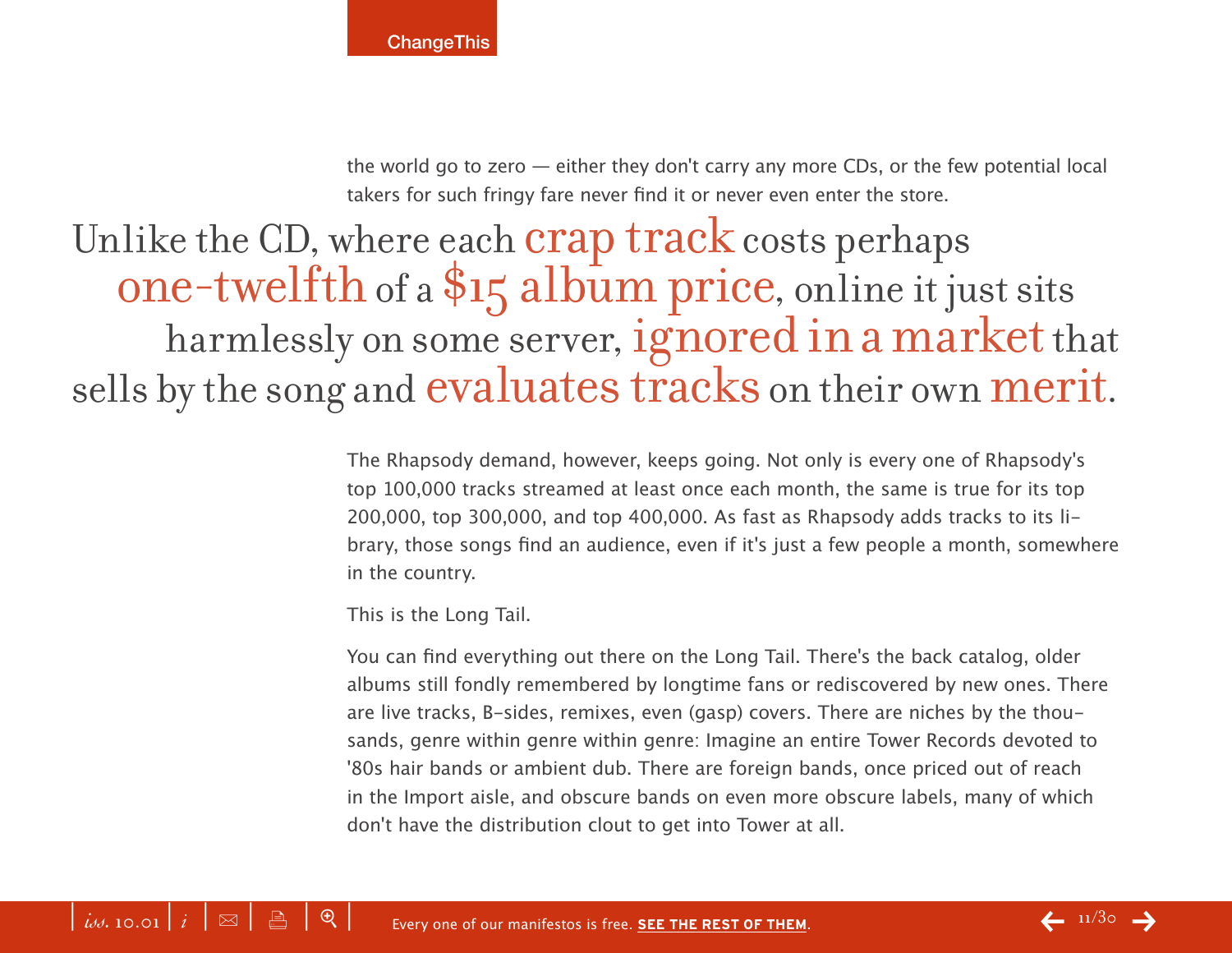the world go to zero — either they don't carry any more CDs, or the few potential local takers for such fringy fare never find it or never even enter the store.

> Unlike the CD, where each crap track costs perhaps one-twelfth of a $15 album price, online it just sits harmlessly on some server, ignored in a market that sells by the song and evaluates tracks on their own merit.

The Rhapsody demand, however, keeps going. Not only is every one of Rhapsody's top 100,000 tracks streamed at least once each month, the same is true for its top 200,000, top 300,000, and top 400,000. As fast as Rhapsody adds tracks to its library, those songs find an audience, even if it's just a few people a month, somewhere in the country.

This is the Long Tail.

You can find everything out there on the Long Tail. There's the back catalog, older albums still fondly remembered by longtime fans or rediscovered by new ones. There are live tracks, B-sides, remixes, even (gasp) covers. There are niches by the thousands, genre within genre within genre: Imagine an entire Tower Records devoted to '80s hair bands or ambient dub. There are foreign bands, once priced out of reach in the Import aisle, and obscure bands on even more obscure labels, many of which don't have the distribution clout to get into Tower at all.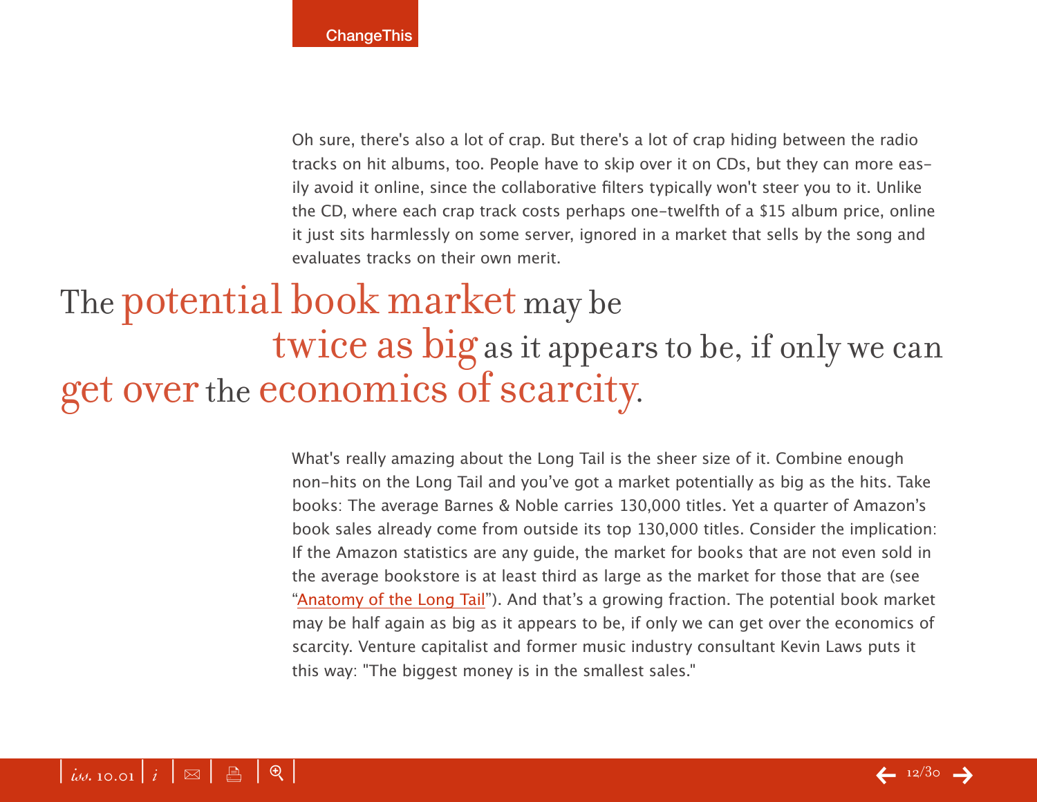Oh sure, there's also a lot of crap. But there's a lot of crap hiding between the radio tracks on hit albums, too. People have to skip over it on CDs, but they can more easily avoid it online, since the collaborative filters typically won't steer you to it. Unlike the CD, where each crap track costs perhaps one-twelfth of a $15 album price, online it just sits harmlessly on some server, ignored in a market that sells by the song and evaluates tracks on their own merit.

> The potential book market may be twice as big as it appears to be, if only we can get over the economics of scarcity.

What's really amazing about the Long Tail is the sheer size of it. Combine enough non-hits on the Long Tail and you've got a market potentially as big as the hits. Take books: The average Barnes & Noble carries 130,000 titles. Yet a quarter of Amazon's book sales already come from outside its top 130,000 titles. Consider the implication: If the Amazon statistics are any guide, the market for books that are not even sold in the average bookstore is at least third as large as the market for those that are (see "Anatomy of the Long Tail"). And that's a growing fraction. The potential book market may be half again as big as it appears to be, if only we can get over the economics of scarcity. Venture capitalist and former music industry consultant Kevin Laws puts it this way: "The biggest money is in the smallest sales."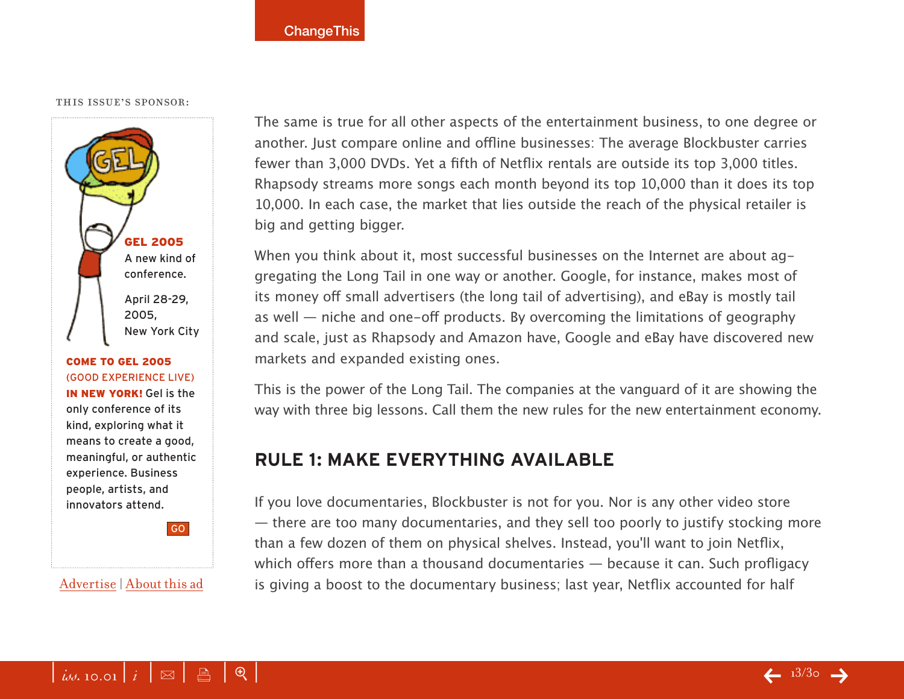THIS ISSUE'S SPONSOR:

**GEL 2005**
A new kind of conference.

April 28-29, 2005, New York City

**COME TO GEL 2005** (GOOD EXPERIENCE LIVE) **IN NEW YORK!** Gel is the only conference of its kind, exploring what it means to create a good, meaningful, or authentic experience. Business people, artists, and innovators attend.

GO

Advertise | About this ad

The same is true for all other aspects of the entertainment business, to one degree or another. Just compare online and offline businesses: The average Blockbuster carries fewer than 3,000 DVDs. Yet a fifth of Netflix rentals are outside its top 3,000 titles. Rhapsody streams more songs each month beyond its top 10,000 than it does its top 10,000. In each case, the market that lies outside the reach of the physical retailer is big and getting bigger.

When you think about it, most successful businesses on the Internet are about aggregating the Long Tail in one way or another. Google, for instance, makes most of its money off small advertisers (the long tail of advertising), and eBay is mostly tail as well — niche and one-off products. By overcoming the limitations of geography and scale, just as Rhapsody and Amazon have, Google and eBay have discovered new markets and expanded existing ones.

This is the power of the Long Tail. The companies at the vanguard of it are showing the way with three big lessons. Call them the new rules for the new entertainment economy.

## RULE 1: MAKE EVERYTHING AVAILABLE

If you love documentaries, Blockbuster is not for you. Nor is any other video store — there are too many documentaries, and they sell too poorly to justify stocking more than a few dozen of them on physical shelves. Instead, you'll want to join Netflix, which offers more than a thousand documentaries — because it can. Such profligacy is giving a boost to the documentary business; last year, Netflix accounted for half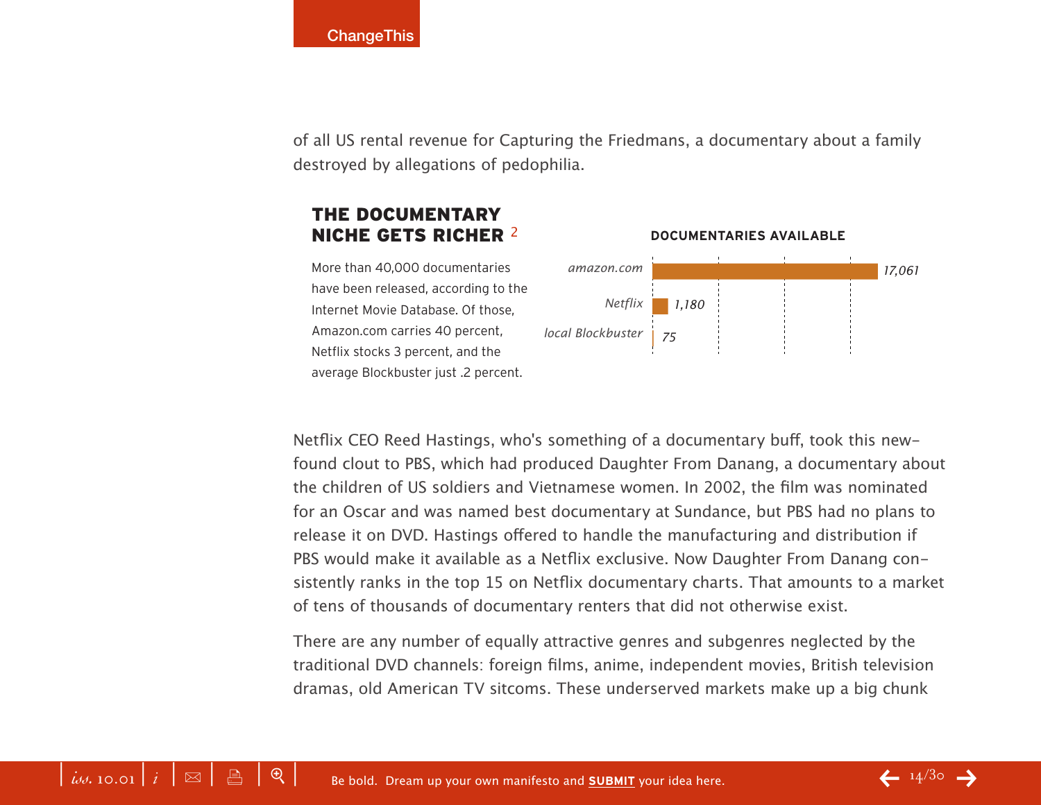of all US rental revenue for Capturing the Friedmans, a documentary about a family destroyed by allegations of pedophilia.

### THE DOCUMENTARY NICHE GETS RICHER [2]

More than 40,000 documentaries have been released, according to the Internet Movie Database. Of those, Amazon.com carries 40 percent, Netflix stocks 3 percent, and the average Blockbuster just .2 percent.

**DOCUMENTARIES AVAILABLE**

| | Documentaries available |
|---|---|
| *amazon.com* | *17,061* |
| *Netflix* | *1,180* |
| *local Blockbuster* | *75* |

Netflix CEO Reed Hastings, who's something of a documentary buff, took this new-found clout to PBS, which had produced Daughter From Danang, a documentary about the children of US soldiers and Vietnamese women. In 2002, the film was nominated for an Oscar and was named best documentary at Sundance, but PBS had no plans to release it on DVD. Hastings offered to handle the manufacturing and distribution if PBS would make it available as a Netflix exclusive. Now Daughter From Danang consistently ranks in the top 15 on Netflix documentary charts. That amounts to a market of tens of thousands of documentary renters that did not otherwise exist.

There are any number of equally attractive genres and subgenres neglected by the traditional DVD channels: foreign films, anime, independent movies, British television dramas, old American TV sitcoms. These underserved markets make up a big chunk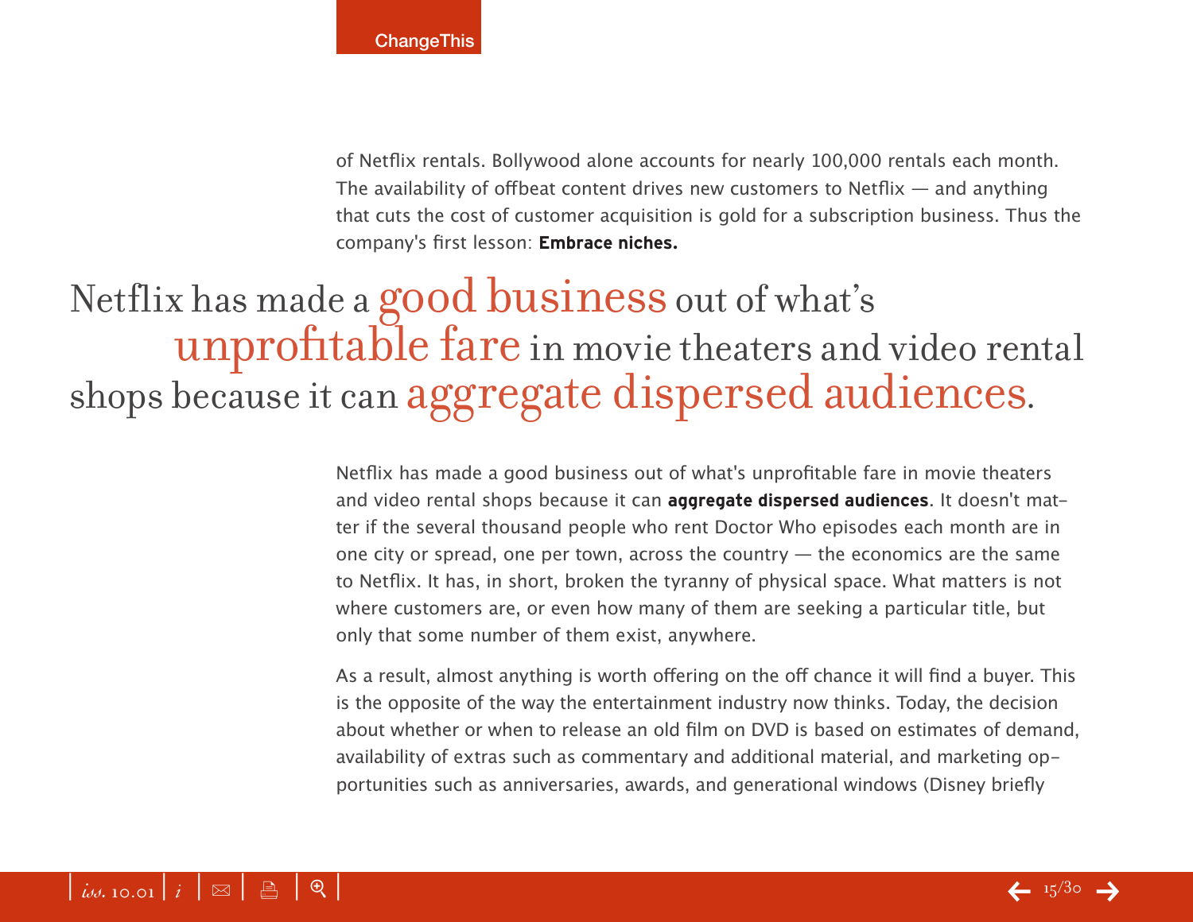of Netflix rentals. Bollywood alone accounts for nearly 100,000 rentals each month. The availability of offbeat content drives new customers to Netflix — and anything that cuts the cost of customer acquisition is gold for a subscription business. Thus the company's first lesson: **Embrace niches.**

> Netflix has made a good business out of what's unprofitable fare in movie theaters and video rental shops because it can aggregate dispersed audiences.

Netflix has made a good business out of what's unprofitable fare in movie theaters and video rental shops because it can **aggregate dispersed audiences**. It doesn't matter if the several thousand people who rent Doctor Who episodes each month are in one city or spread, one per town, across the country — the economics are the same to Netflix. It has, in short, broken the tyranny of physical space. What matters is not where customers are, or even how many of them are seeking a particular title, but only that some number of them exist, anywhere.

As a result, almost anything is worth offering on the off chance it will find a buyer. This is the opposite of the way the entertainment industry now thinks. Today, the decision about whether or when to release an old film on DVD is based on estimates of demand, availability of extras such as commentary and additional material, and marketing opportunities such as anniversaries, awards, and generational windows (Disney briefly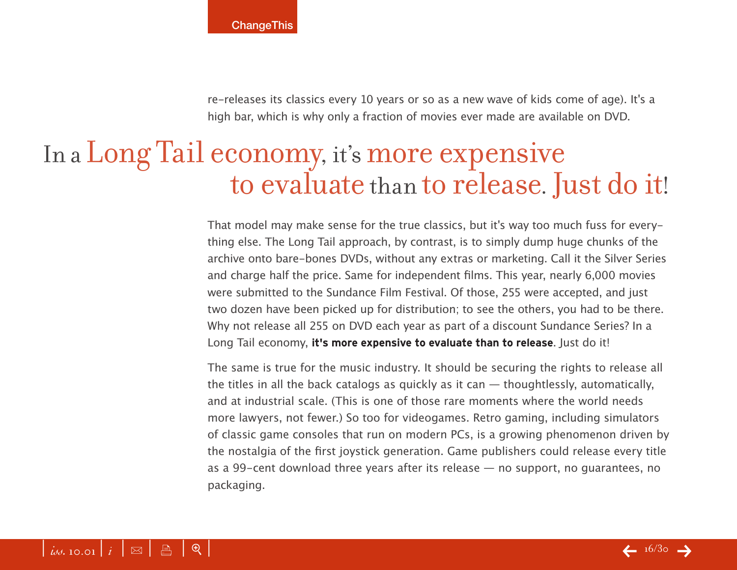re-releases its classics every 10 years or so as a new wave of kids come of age). It's a high bar, which is why only a fraction of movies ever made are available on DVD.

## In a Long Tail economy, it's more expensive to evaluate than to release. Just do it!

That model may make sense for the true classics, but it's way too much fuss for everything else. The Long Tail approach, by contrast, is to simply dump huge chunks of the archive onto bare-bones DVDs, without any extras or marketing. Call it the Silver Series and charge half the price. Same for independent films. This year, nearly 6,000 movies were submitted to the Sundance Film Festival. Of those, 255 were accepted, and just two dozen have been picked up for distribution; to see the others, you had to be there. Why not release all 255 on DVD each year as part of a discount Sundance Series? In a Long Tail economy, **it's more expensive to evaluate than to release**. Just do it!

The same is true for the music industry. It should be securing the rights to release all the titles in all the back catalogs as quickly as it can — thoughtlessly, automatically, and at industrial scale. (This is one of those rare moments where the world needs more lawyers, not fewer.) So too for videogames. Retro gaming, including simulators of classic game consoles that run on modern PCs, is a growing phenomenon driven by the nostalgia of the first joystick generation. Game publishers could release every title as a 99-cent download three years after its release — no support, no guarantees, no packaging.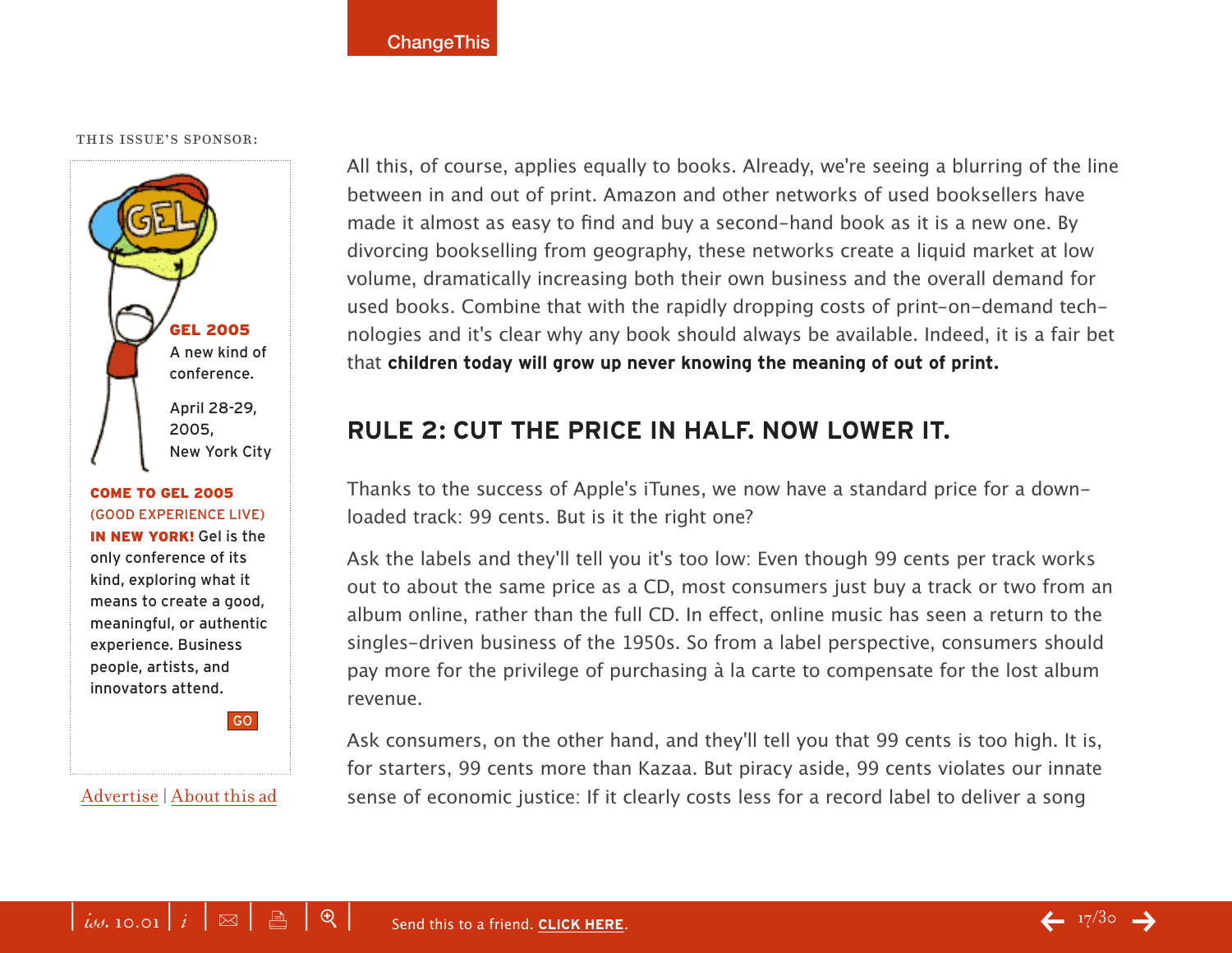All this, of course, applies equally to books. Already, we're seeing a blurring of the line between in and out of print. Amazon and other networks of used booksellers have made it almost as easy to find and buy a second-hand book as it is a new one. By divorcing bookselling from geography, these networks create a liquid market at low volume, dramatically increasing both their own business and the overall demand for used books. Combine that with the rapidly dropping costs of print-on-demand technologies and it's clear why any book should always be available. Indeed, it is a fair bet that **children today will grow up never knowing the meaning of out of print.**

## RULE 2: CUT THE PRICE IN HALF. NOW LOWER IT.

Thanks to the success of Apple's iTunes, we now have a standard price for a downloaded track: 99 cents. But is it the right one?

Ask the labels and they'll tell you it's too low: Even though 99 cents per track works out to about the same price as a CD, most consumers just buy a track or two from an album online, rather than the full CD. In effect, online music has seen a return to the singles-driven business of the 1950s. So from a label perspective, consumers should pay more for the privilege of purchasing à la carte to compensate for the lost album revenue.

Ask consumers, on the other hand, and they'll tell you that 99 cents is too high. It is, for starters, 99 cents more than Kazaa. But piracy aside, 99 cents violates our innate sense of economic justice: If it clearly costs less for a record label to deliver a song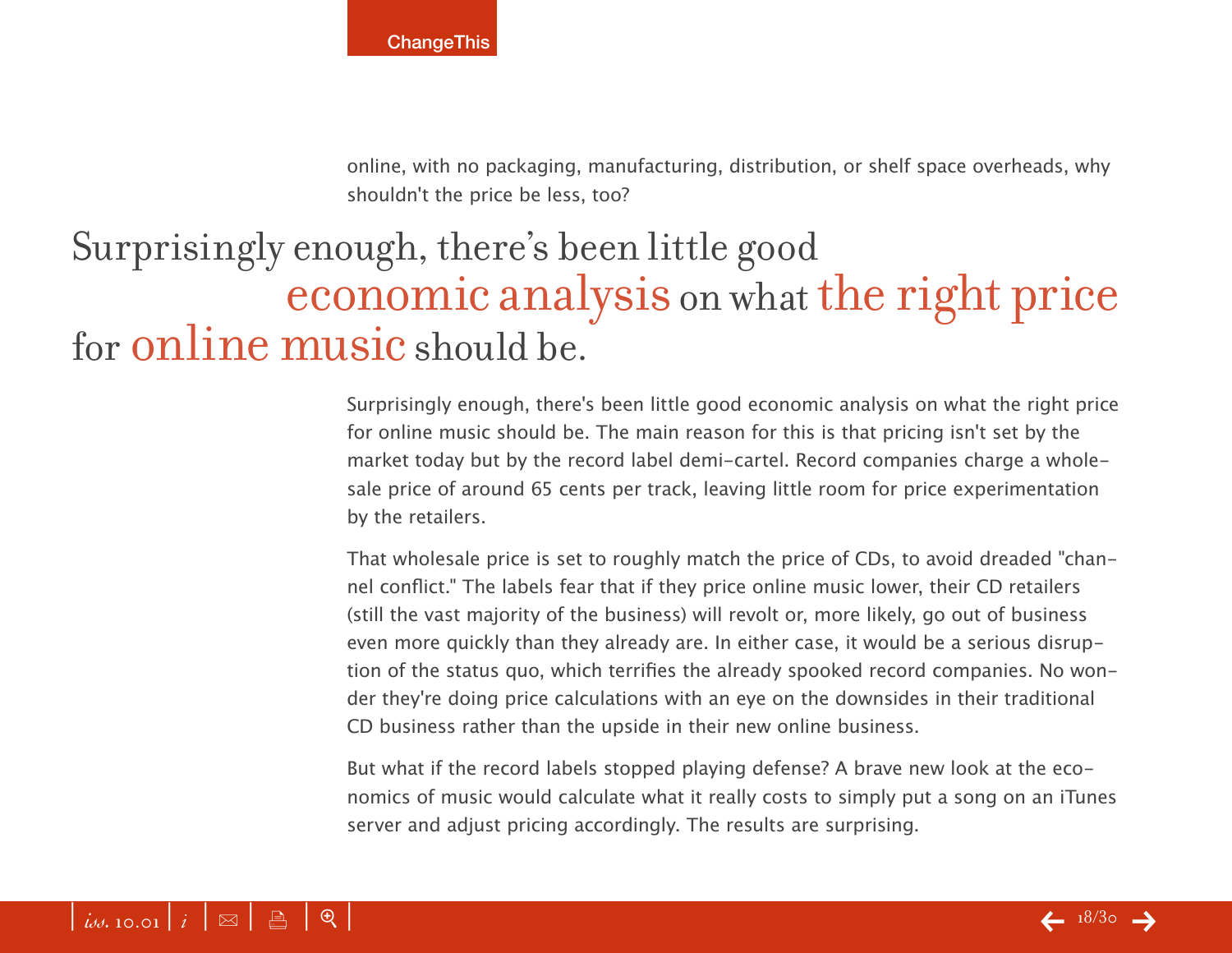online, with no packaging, manufacturing, distribution, or shelf space overheads, why shouldn't the price be less, too?

> Surprisingly enough, there's been little good economic analysis on what the right price for online music should be.

Surprisingly enough, there's been little good economic analysis on what the right price for online music should be. The main reason for this is that pricing isn't set by the market today but by the record label demi-cartel. Record companies charge a wholesale price of around 65 cents per track, leaving little room for price experimentation by the retailers.

That wholesale price is set to roughly match the price of CDs, to avoid dreaded "channel conflict." The labels fear that if they price online music lower, their CD retailers (still the vast majority of the business) will revolt or, more likely, go out of business even more quickly than they already are. In either case, it would be a serious disruption of the status quo, which terrifies the already spooked record companies. No wonder they're doing price calculations with an eye on the downsides in their traditional CD business rather than the upside in their new online business.

But what if the record labels stopped playing defense? A brave new look at the economics of music would calculate what it really costs to simply put a song on an iTunes server and adjust pricing accordingly. The results are surprising.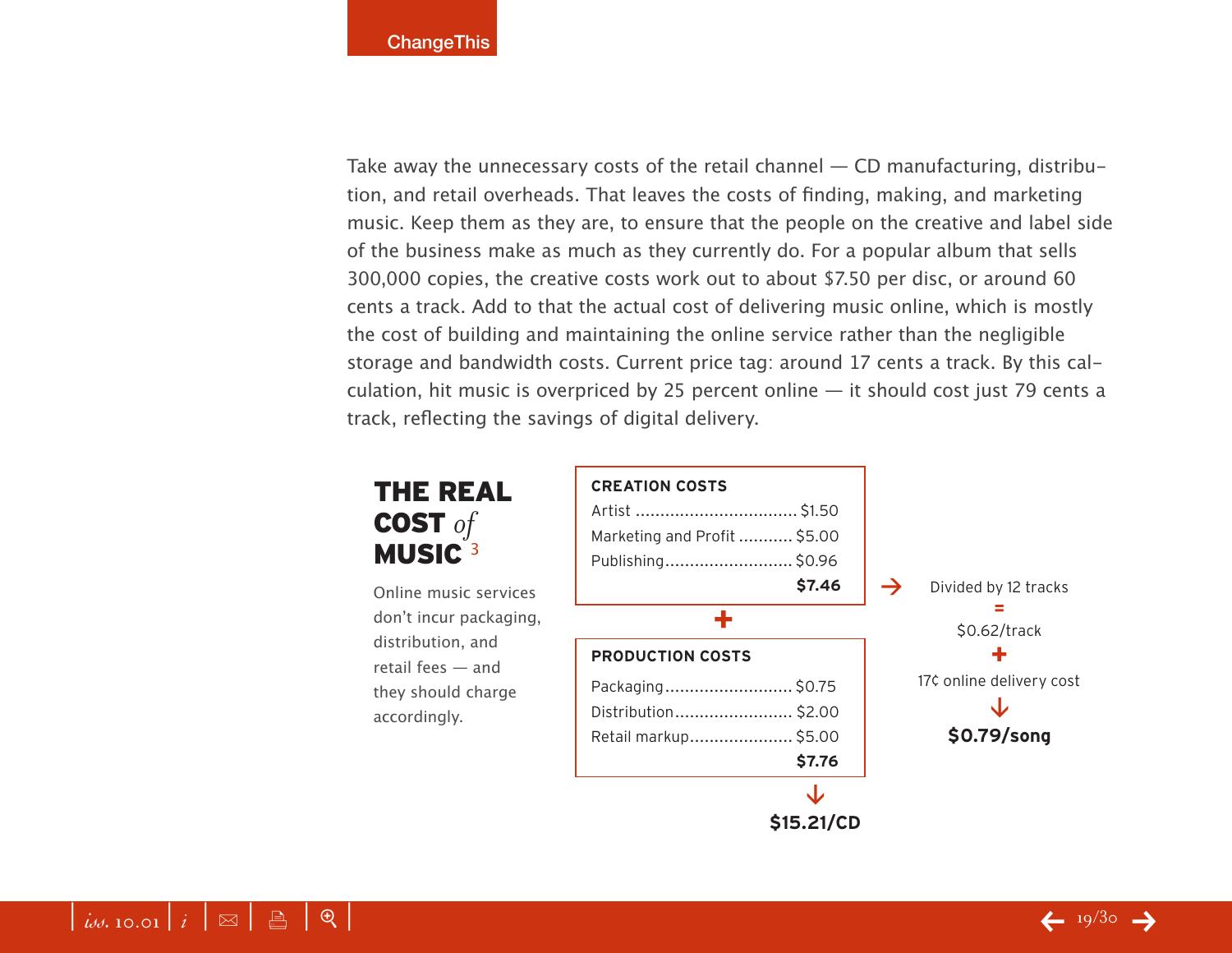Take away the unnecessary costs of the retail channel — CD manufacturing, distribution, and retail overheads. That leaves the costs of finding, making, and marketing music. Keep them as they are, to ensure that the people on the creative and label side of the business make as much as they currently do. For a popular album that sells 300,000 copies, the creative costs work out to about $7.50 per disc, or around 60 cents a track. Add to that the actual cost of delivering music online, which is mostly the cost of building and maintaining the online service rather than the negligible storage and bandwidth costs. Current price tag: around 17 cents a track. By this calculation, hit music is overpriced by 25 percent online — it should cost just 79 cents a track, reflecting the savings of digital delivery.

## THE REAL COST *of* MUSIC [3]

Online music services don't incur packaging, distribution, and retail fees — and they should charge accordingly.

| CREATION COSTS | |
|---|---|
| Artist | $1.50 |
| Marketing and Profit | $5.00 |
| Publishing | $0.96 |
| | **$7.46** |

\+

| PRODUCTION COSTS | |
|---|---|
| Packaging | $0.75 |
| Distribution | $2.00 |
| Retail markup | $5.00 |
| | **$7.76** |

↓

**$15.21/CD**

Creation costs ($7.46) → Divided by 12 tracks = $0.62/track + 17¢ online delivery cost ↓ **$0.79/song**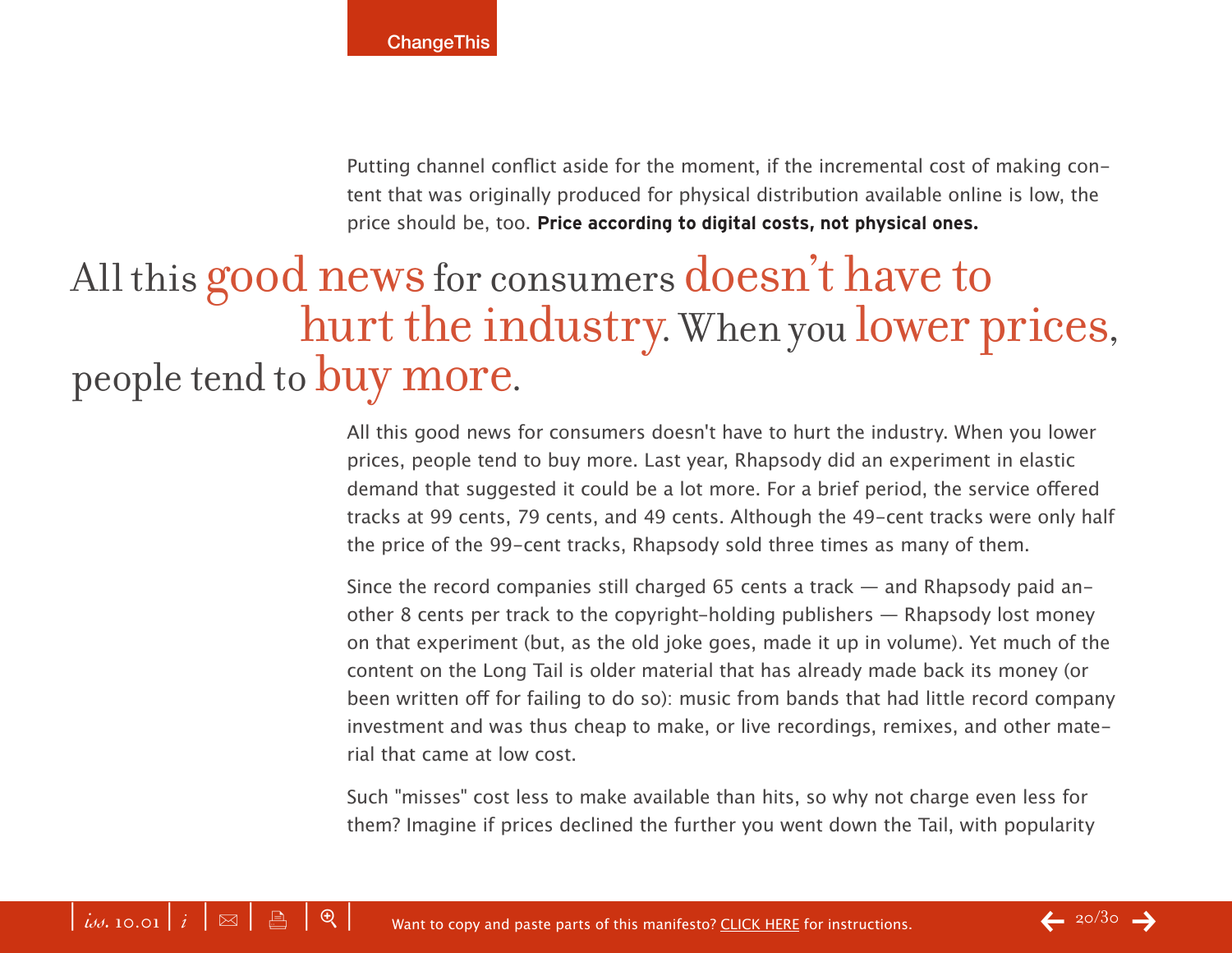Putting channel conflict aside for the moment, if the incremental cost of making content that was originally produced for physical distribution available online is low, the price should be, too. **Price according to digital costs, not physical ones.**

> All this good news for consumers doesn't have to hurt the industry. When you lower prices, people tend to buy more.

All this good news for consumers doesn't have to hurt the industry. When you lower prices, people tend to buy more. Last year, Rhapsody did an experiment in elastic demand that suggested it could be a lot more. For a brief period, the service offered tracks at 99 cents, 79 cents, and 49 cents. Although the 49-cent tracks were only half the price of the 99-cent tracks, Rhapsody sold three times as many of them.

Since the record companies still charged 65 cents a track — and Rhapsody paid another 8 cents per track to the copyright-holding publishers — Rhapsody lost money on that experiment (but, as the old joke goes, made it up in volume). Yet much of the content on the Long Tail is older material that has already made back its money (or been written off for failing to do so): music from bands that had little record company investment and was thus cheap to make, or live recordings, remixes, and other material that came at low cost.

Such "misses" cost less to make available than hits, so why not charge even less for them? Imagine if prices declined the further you went down the Tail, with popularity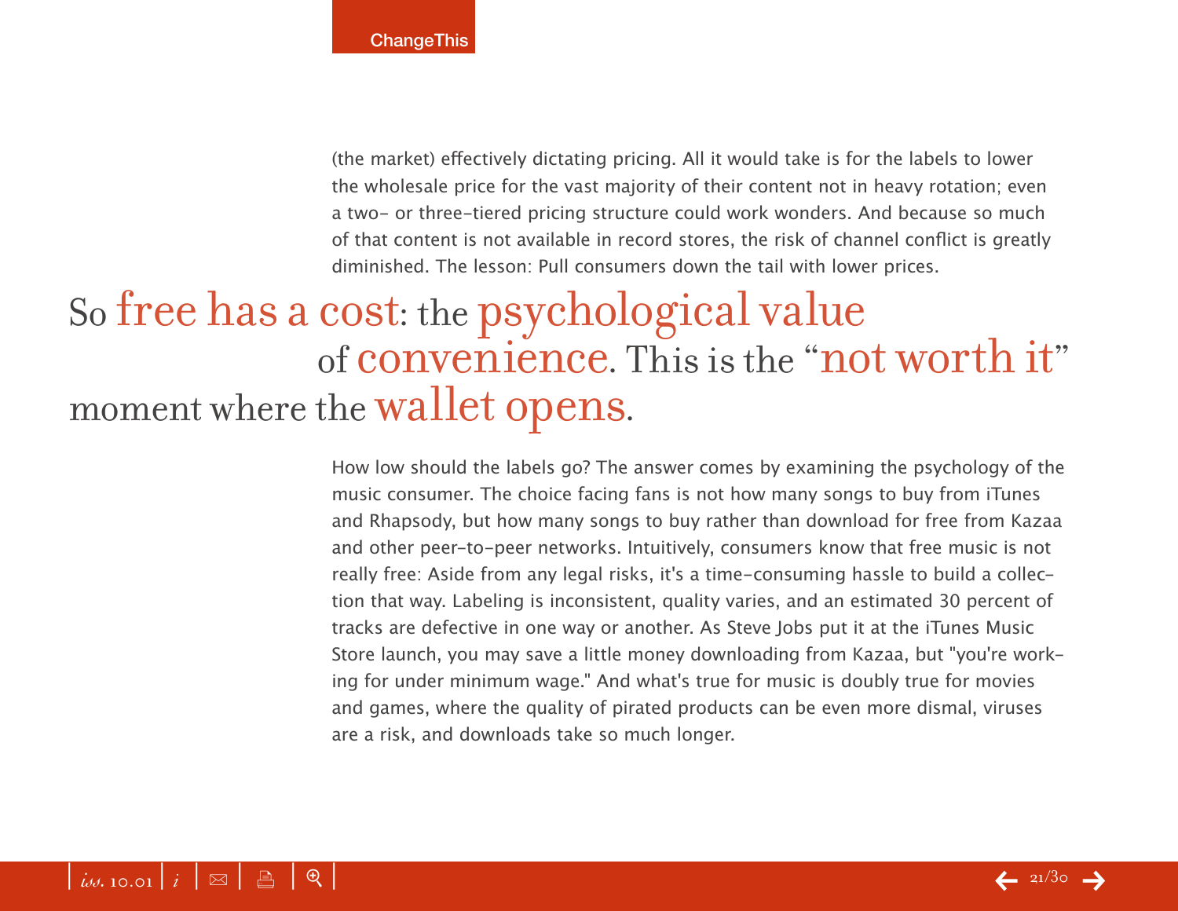(the market) effectively dictating pricing. All it would take is for the labels to lower the wholesale price for the vast majority of their content not in heavy rotation; even a two- or three-tiered pricing structure could work wonders. And because so much of that content is not available in record stores, the risk of channel conflict is greatly diminished. The lesson: Pull consumers down the tail with lower prices.

> So free has a cost: the psychological value of convenience. This is the "not worth it" moment where the wallet opens.

How low should the labels go? The answer comes by examining the psychology of the music consumer. The choice facing fans is not how many songs to buy from iTunes and Rhapsody, but how many songs to buy rather than download for free from Kazaa and other peer-to-peer networks. Intuitively, consumers know that free music is not really free: Aside from any legal risks, it's a time-consuming hassle to build a collection that way. Labeling is inconsistent, quality varies, and an estimated 30 percent of tracks are defective in one way or another. As Steve Jobs put it at the iTunes Music Store launch, you may save a little money downloading from Kazaa, but "you're working for under minimum wage." And what's true for music is doubly true for movies and games, where the quality of pirated products can be even more dismal, viruses are a risk, and downloads take so much longer.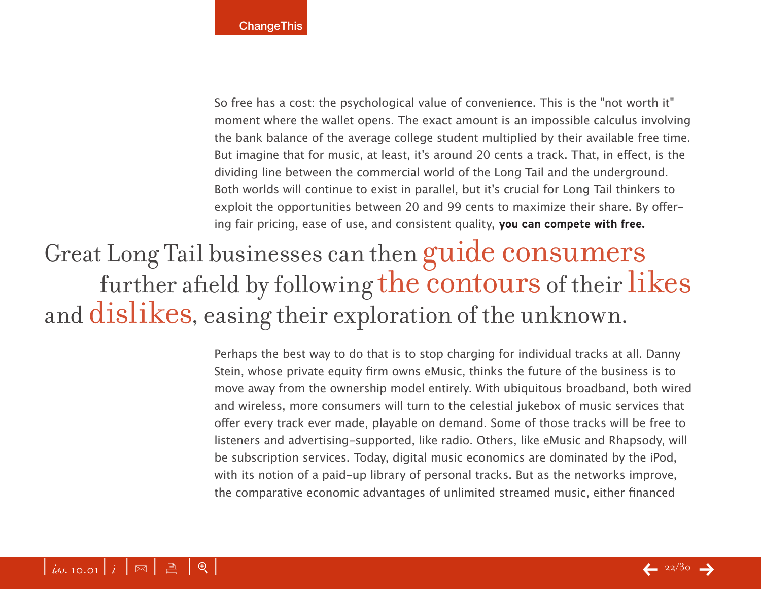So free has a cost: the psychological value of convenience. This is the "not worth it" moment where the wallet opens. The exact amount is an impossible calculus involving the bank balance of the average college student multiplied by their available free time. But imagine that for music, at least, it's around 20 cents a track. That, in effect, is the dividing line between the commercial world of the Long Tail and the underground. Both worlds will continue to exist in parallel, but it's crucial for Long Tail thinkers to exploit the opportunities between 20 and 99 cents to maximize their share. By offering fair pricing, ease of use, and consistent quality, **you can compete with free.**

> Great Long Tail businesses can then guide consumers further afield by following the contours of their likes and dislikes, easing their exploration of the unknown.

Perhaps the best way to do that is to stop charging for individual tracks at all. Danny Stein, whose private equity firm owns eMusic, thinks the future of the business is to move away from the ownership model entirely. With ubiquitous broadband, both wired and wireless, more consumers will turn to the celestial jukebox of music services that offer every track ever made, playable on demand. Some of those tracks will be free to listeners and advertising-supported, like radio. Others, like eMusic and Rhapsody, will be subscription services. Today, digital music economics are dominated by the iPod, with its notion of a paid-up library of personal tracks. But as the networks improve, the comparative economic advantages of unlimited streamed music, either financed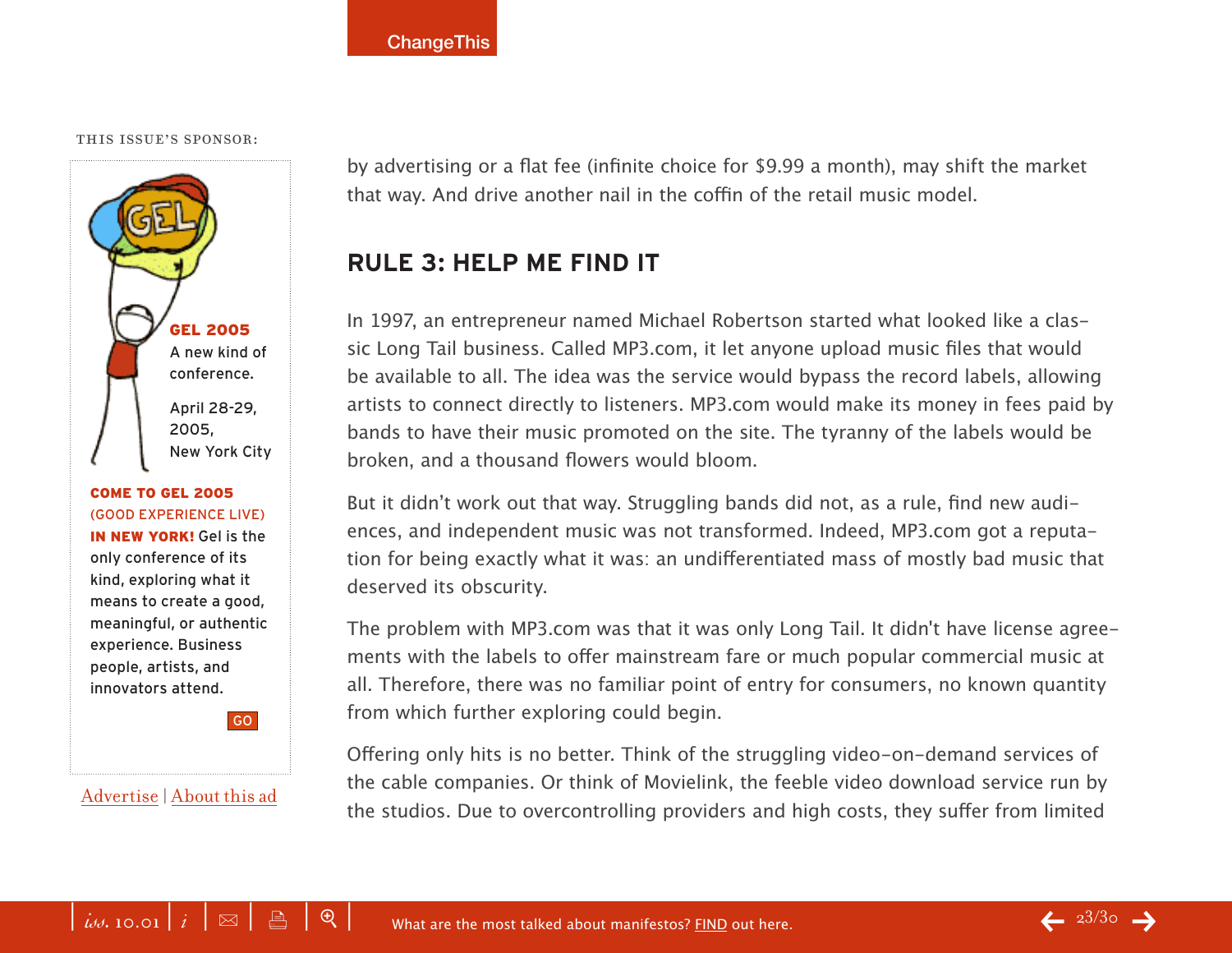by advertising or a flat fee (infinite choice for $9.99 a month), may shift the market that way. And drive another nail in the coffin of the retail music model.

## RULE 3: HELP ME FIND IT

In 1997, an entrepreneur named Michael Robertson started what looked like a classic Long Tail business. Called MP3.com, it let anyone upload music files that would be available to all. The idea was the service would bypass the record labels, allowing artists to connect directly to listeners. MP3.com would make its money in fees paid by bands to have their music promoted on the site. The tyranny of the labels would be broken, and a thousand flowers would bloom.

But it didn't work out that way. Struggling bands did not, as a rule, find new audiences, and independent music was not transformed. Indeed, MP3.com got a reputation for being exactly what it was: an undifferentiated mass of mostly bad music that deserved its obscurity.

The problem with MP3.com was that it was only Long Tail. It didn't have license agreements with the labels to offer mainstream fare or much popular commercial music at all. Therefore, there was no familiar point of entry for consumers, no known quantity from which further exploring could begin.

Offering only hits is no better. Think of the struggling video-on-demand services of the cable companies. Or think of Movielink, the feeble video download service run by the studios. Due to overcontrolling providers and high costs, they suffer from limited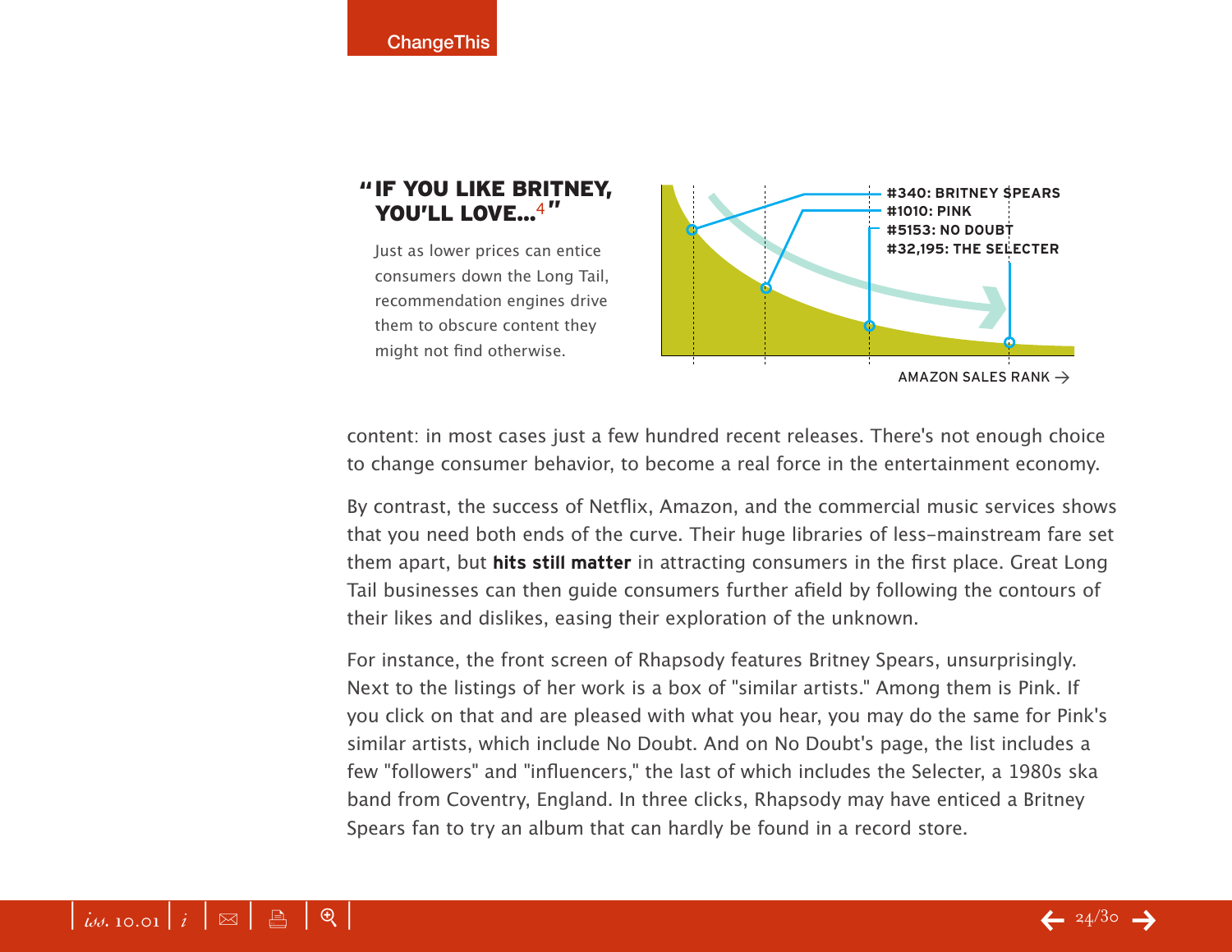## "IF YOU LIKE BRITNEY, YOU'LL LOVE...[4]"

Just as lower prices can entice consumers down the Long Tail, recommendation engines drive them to obscure content they might not find otherwise.

#340: BRITNEY SPEARS
#1010: PINK
#5153: NO DOUBT
#32,195: THE SELECTER

AMAZON SALES RANK →

content: in most cases just a few hundred recent releases. There's not enough choice to change consumer behavior, to become a real force in the entertainment economy.

By contrast, the success of Netflix, Amazon, and the commercial music services shows that you need both ends of the curve. Their huge libraries of less-mainstream fare set them apart, but **hits still matter** in attracting consumers in the first place. Great Long Tail businesses can then guide consumers further afield by following the contours of their likes and dislikes, easing their exploration of the unknown.

For instance, the front screen of Rhapsody features Britney Spears, unsurprisingly. Next to the listings of her work is a box of "similar artists." Among them is Pink. If you click on that and are pleased with what you hear, you may do the same for Pink's similar artists, which include No Doubt. And on No Doubt's page, the list includes a few "followers" and "influencers," the last of which includes the Selecter, a 1980s ska band from Coventry, England. In three clicks, Rhapsody may have enticed a Britney Spears fan to try an album that can hardly be found in a record store.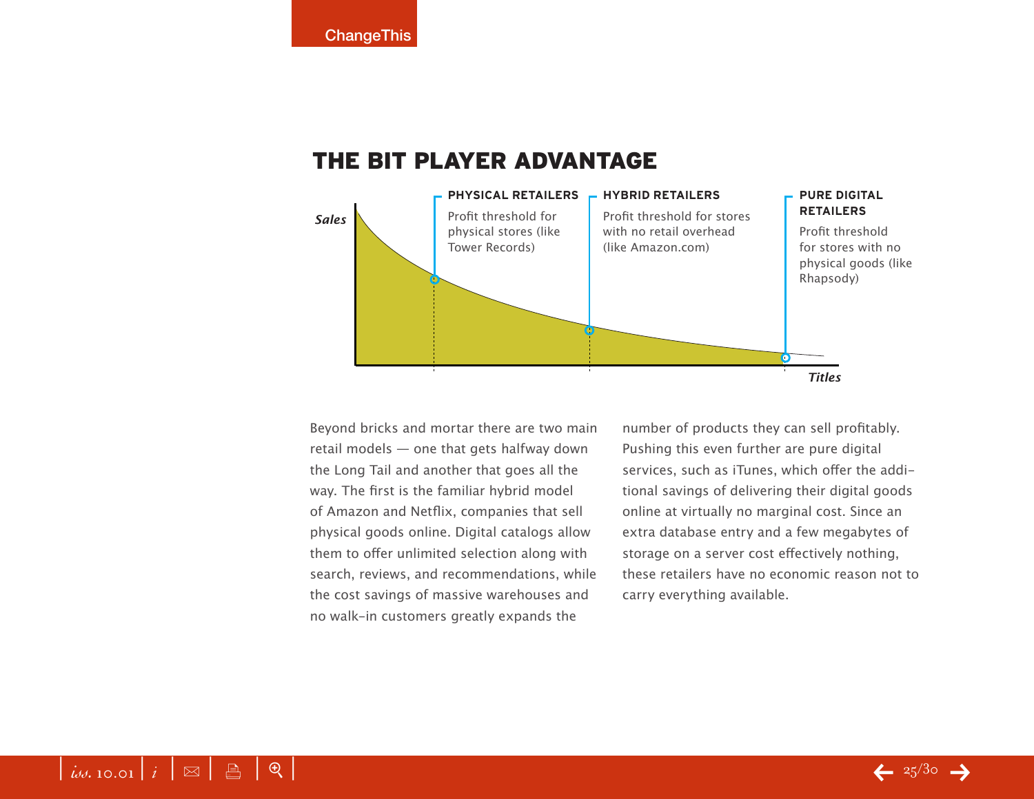## THE BIT PLAYER ADVANTAGE

*Sales*

**PHYSICAL RETAILERS**
Profit threshold for physical stores (like Tower Records)

**HYBRID RETAILERS**
Profit threshold for stores with no retail overhead (like Amazon.com)

**PURE DIGITAL RETAILERS**
Profit threshold for stores with no physical goods (like Rhapsody)

*Titles*

Beyond bricks and mortar there are two main retail models — one that gets halfway down the Long Tail and another that goes all the way. The first is the familiar hybrid model of Amazon and Netflix, companies that sell physical goods online. Digital catalogs allow them to offer unlimited selection along with search, reviews, and recommendations, while the cost savings of massive warehouses and no walk-in customers greatly expands the number of products they can sell profitably. Pushing this even further are pure digital services, such as iTunes, which offer the additional savings of delivering their digital goods online at virtually no marginal cost. Since an extra database entry and a few megabytes of storage on a server cost effectively nothing, these retailers have no economic reason not to carry everything available.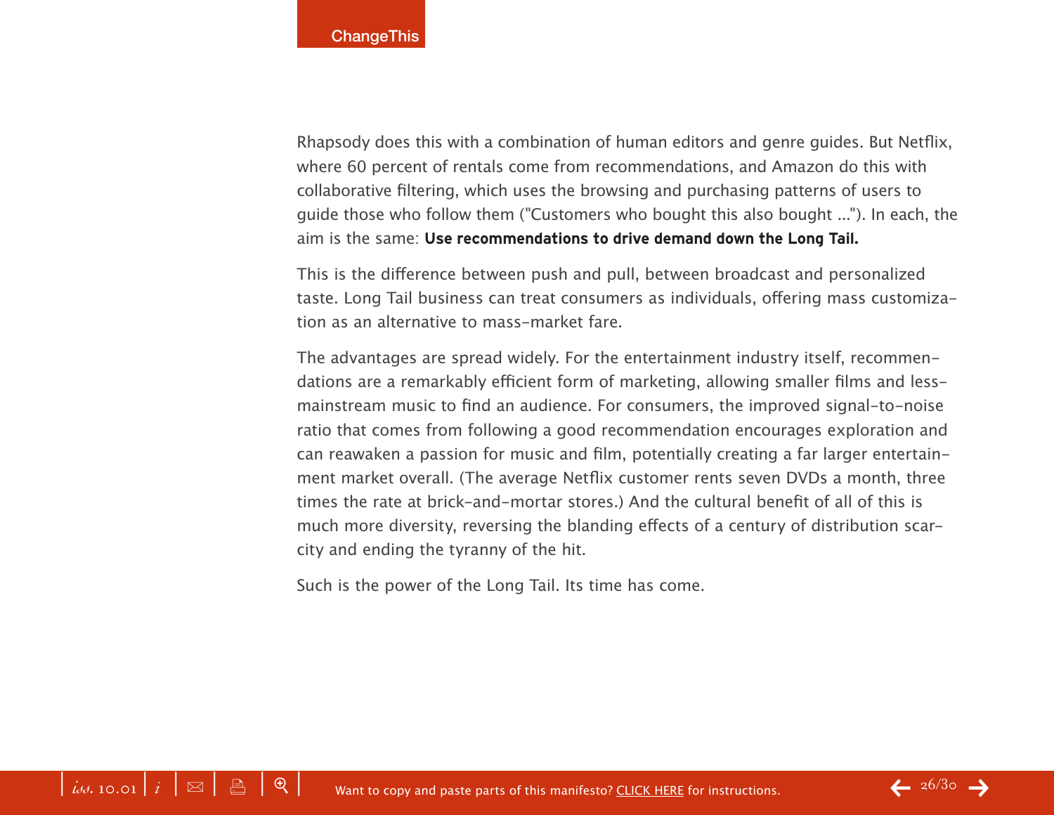Rhapsody does this with a combination of human editors and genre guides. But Netflix, where 60 percent of rentals come from recommendations, and Amazon do this with collaborative filtering, which uses the browsing and purchasing patterns of users to guide those who follow them ("Customers who bought this also bought ..."). In each, the aim is the same: **Use recommendations to drive demand down the Long Tail.**

This is the difference between push and pull, between broadcast and personalized taste. Long Tail business can treat consumers as individuals, offering mass customization as an alternative to mass-market fare.

The advantages are spread widely. For the entertainment industry itself, recommendations are a remarkably efficient form of marketing, allowing smaller films and less-mainstream music to find an audience. For consumers, the improved signal-to-noise ratio that comes from following a good recommendation encourages exploration and can reawaken a passion for music and film, potentially creating a far larger entertainment market overall. (The average Netflix customer rents seven DVDs a month, three times the rate at brick-and-mortar stores.) And the cultural benefit of all of this is much more diversity, reversing the blanding effects of a century of distribution scarcity and ending the tyranny of the hit.

Such is the power of the Long Tail. Its time has come.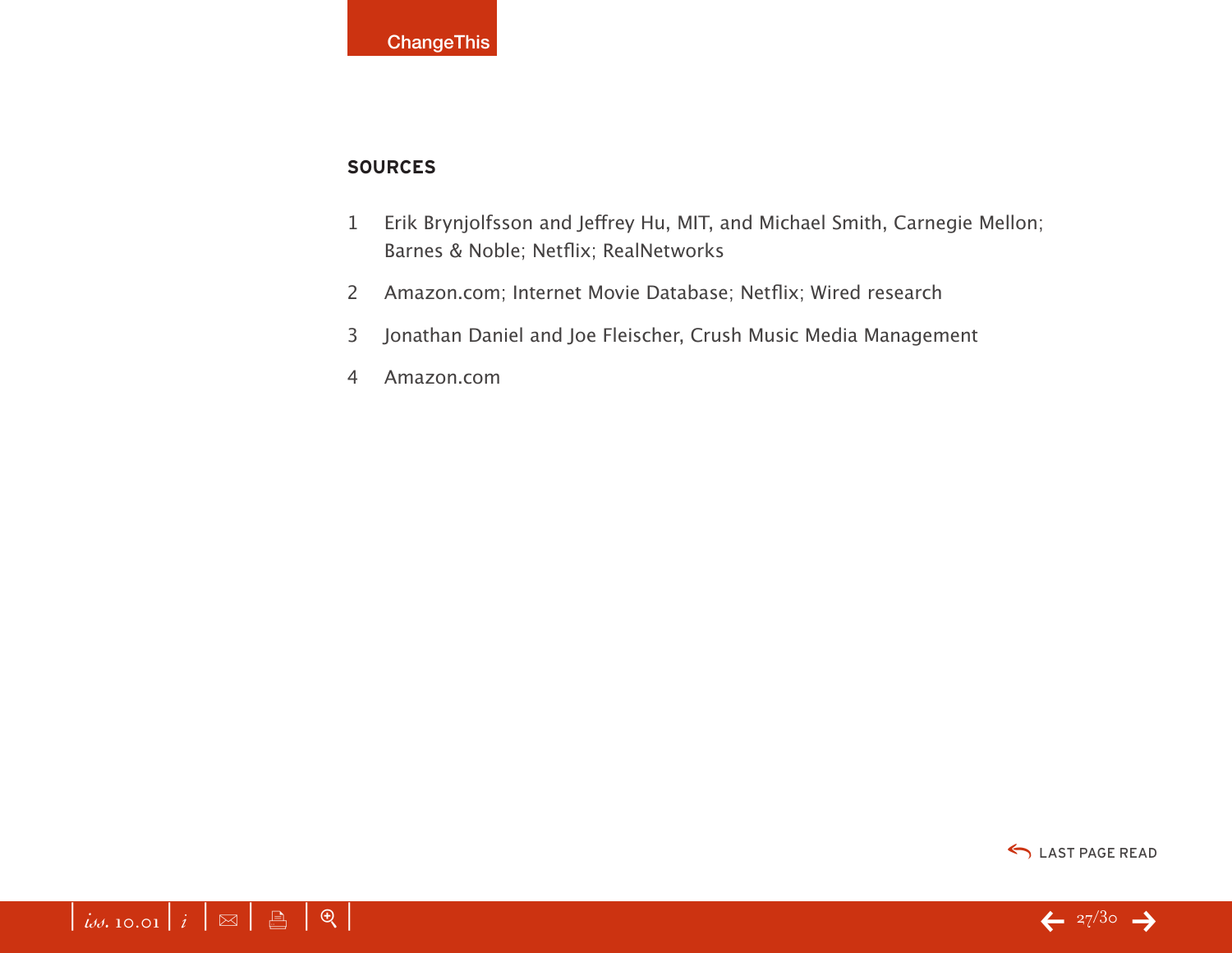## SOURCES

1. Erik Brynjolfsson and Jeffrey Hu, MIT, and Michael Smith, Carnegie Mellon; Barnes & Noble; Netflix; RealNetworks
2. Amazon.com; Internet Movie Database; Netflix; Wired research
3. Jonathan Daniel and Joe Fleischer, Crush Music Media Management
4. Amazon.com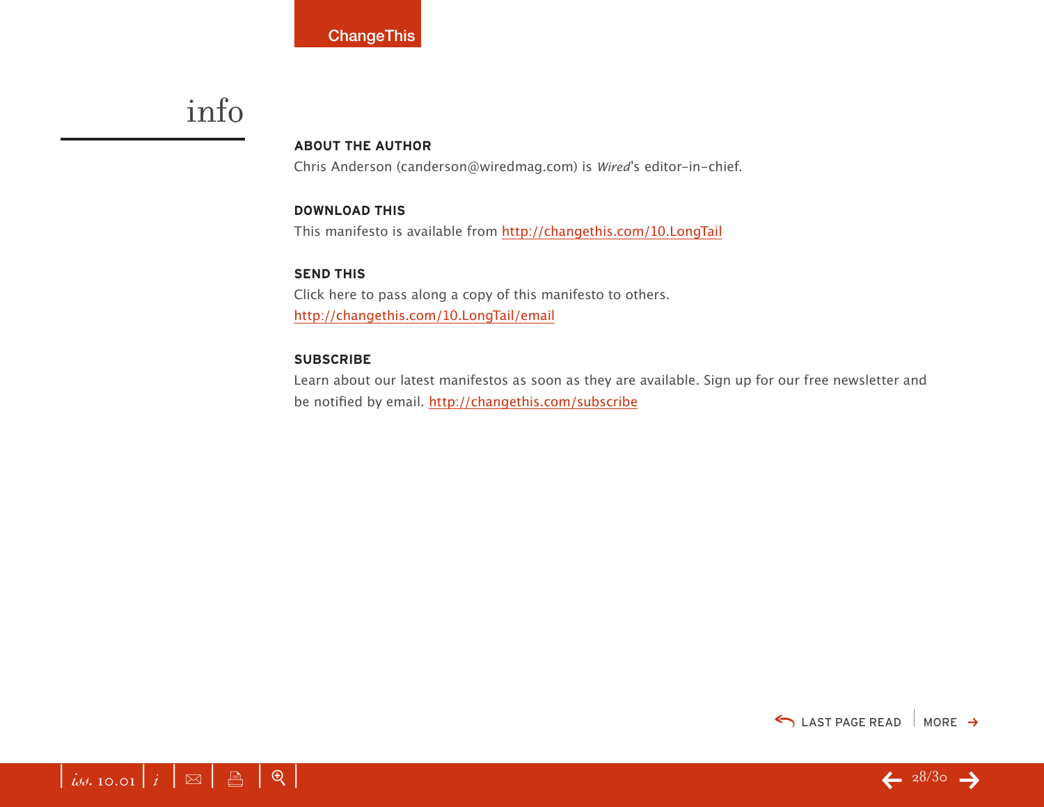# info

### ABOUT THE AUTHOR

Chris Anderson (canderson@wiredmag.com) is *Wired*'s editor-in-chief.

### DOWNLOAD THIS

This manifesto is available from http://changethis.com/10.LongTail

### SEND THIS

Click here to pass along a copy of this manifesto to others.
http://changethis.com/10.LongTail/email

### SUBSCRIBE

Learn about our latest manifestos as soon as they are available. Sign up for our free newsletter and be notified by email. http://changethis.com/subscribe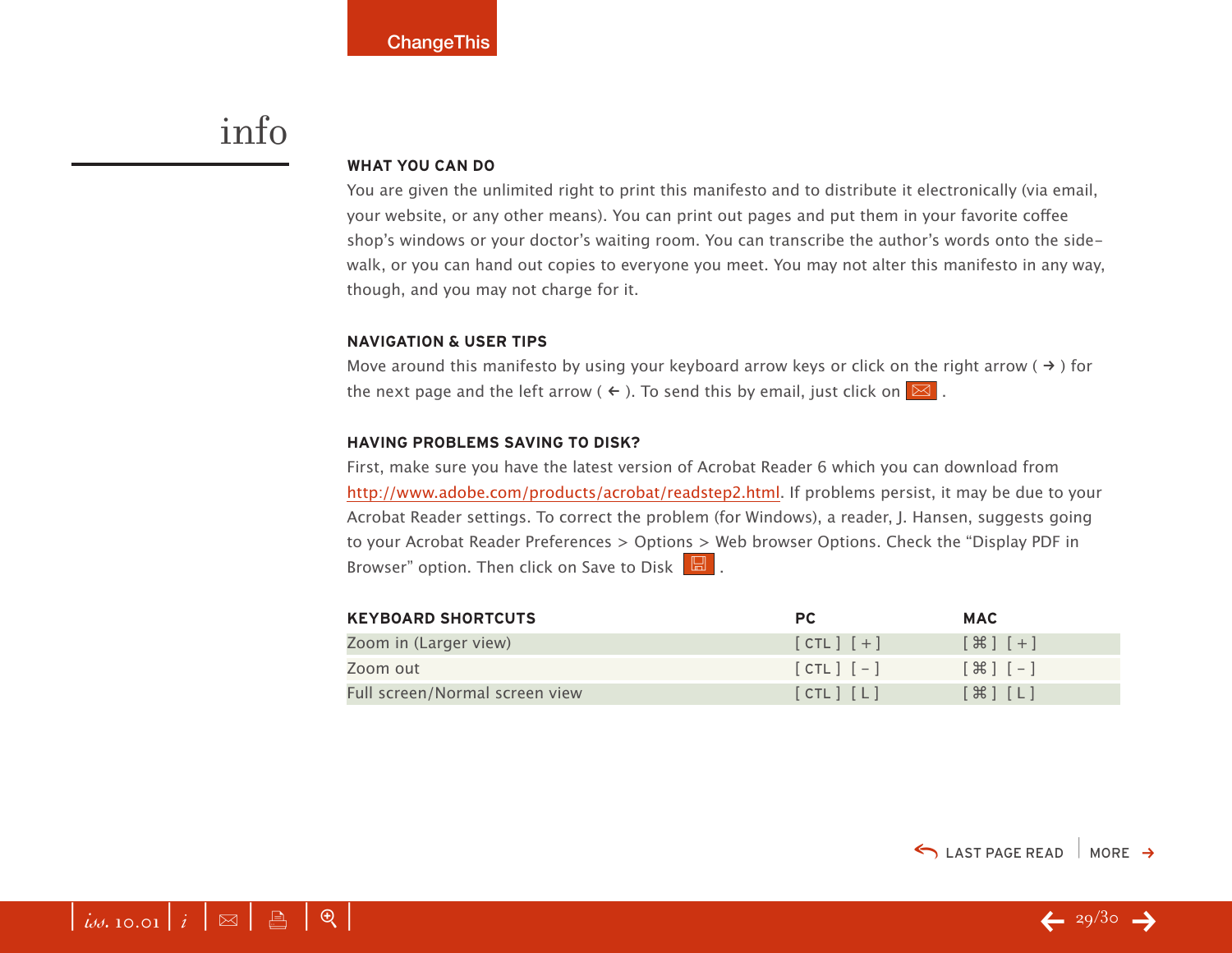# info

### WHAT YOU CAN DO

You are given the unlimited right to print this manifesto and to distribute it electronically (via email, your website, or any other means). You can print out pages and put them in your favorite coffee shop's windows or your doctor's waiting room. You can transcribe the author's words onto the side-walk, or you can hand out copies to everyone you meet. You may not alter this manifesto in any way, though, and you may not charge for it.

### NAVIGATION & USER TIPS

Move around this manifesto by using your keyboard arrow keys or click on the right arrow ( → ) for the next page and the left arrow ( ← ). To send this by email, just click on ✉ .

### HAVING PROBLEMS SAVING TO DISK?

First, make sure you have the latest version of Acrobat Reader 6 which you can download from http://www.adobe.com/products/acrobat/readstep2.html. If problems persist, it may be due to your Acrobat Reader settings. To correct the problem (for Windows), a reader, J. Hansen, suggests going to your Acrobat Reader Preferences > Options > Web browser Options. Check the "Display PDF in Browser" option. Then click on Save to Disk .

| KEYBOARD SHORTCUTS | PC | MAC |
|---|---|---|
| Zoom in (Larger view) | [ CTL ] [ + ] | [ ⌘ ] [ + ] |
| Zoom out | [ CTL ] [ - ] | [ ⌘ ] [ - ] |
| Full screen/Normal screen view | [ CTL ] [ L ] | [ ⌘ ] [ L ] |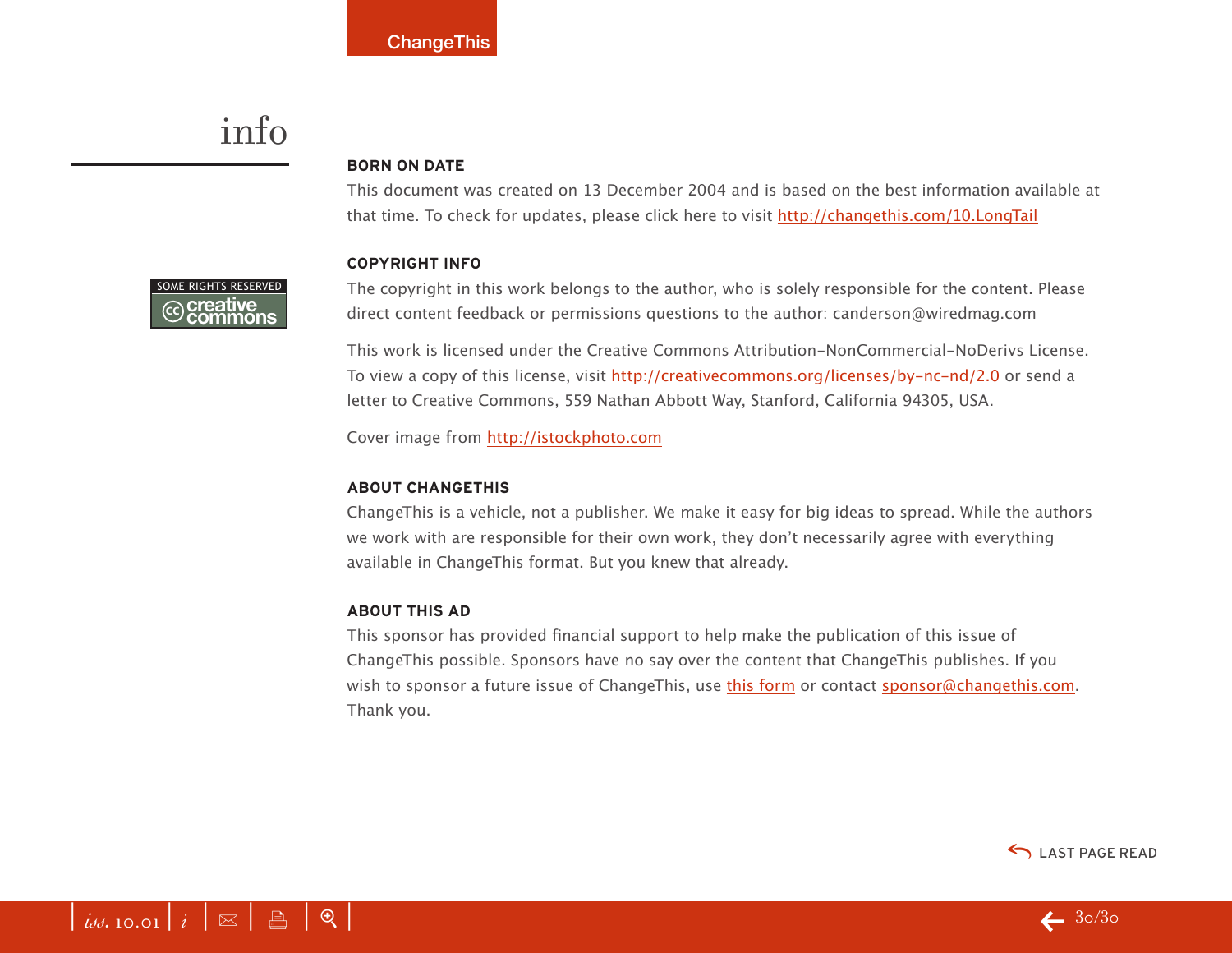# info

## BORN ON DATE

This document was created on 13 December 2004 and is based on the best information available at that time. To check for updates, please click here to visit http://changethis.com/10.LongTail

## COPYRIGHT INFO

SOME RIGHTS RESERVED creative commons

The copyright in this work belongs to the author, who is solely responsible for the content. Please direct content feedback or permissions questions to the author: canderson@wiredmag.com

This work is licensed under the Creative Commons Attribution-NonCommercial-NoDerivs License. To view a copy of this license, visit http://creativecommons.org/licenses/by-nc-nd/2.0 or send a letter to Creative Commons, 559 Nathan Abbott Way, Stanford, California 94305, USA.

Cover image from http://istockphoto.com

## ABOUT CHANGETHIS

ChangeThis is a vehicle, not a publisher. We make it easy for big ideas to spread. While the authors we work with are responsible for their own work, they don't necessarily agree with everything available in ChangeThis format. But you knew that already.

## ABOUT THIS AD

This sponsor has provided financial support to help make the publication of this issue of ChangeThis possible. Sponsors have no say over the content that ChangeThis publishes. If you wish to sponsor a future issue of ChangeThis, use this form or contact sponsor@changethis.com. Thank you.